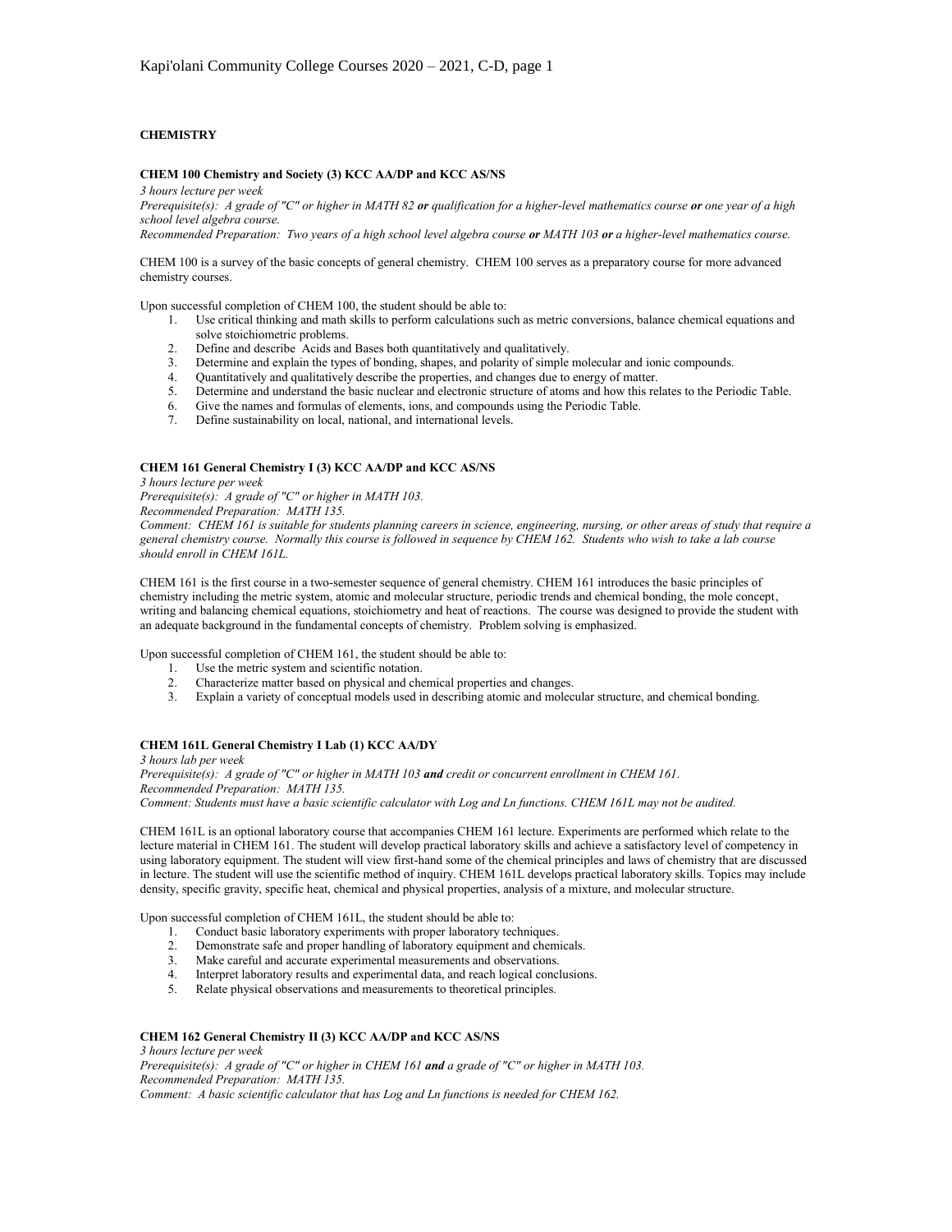## CHEMISTRY

### CHEM 100 Chemistry and Society (3) KCC AA/DP and KCC AS/NS

*3 hours lecture per week*

*Prerequisite(s): A grade of "C" or higher in MATH 82* ***or*** *qualification for a higher-level mathematics course* ***or*** *one year of a high school level algebra course.*

*Recommended Preparation: Two years of a high school level algebra course* ***or*** *MATH 103* ***or*** *a higher-level mathematics course.*

CHEM 100 is a survey of the basic concepts of general chemistry. CHEM 100 serves as a preparatory course for more advanced chemistry courses.

Upon successful completion of CHEM 100, the student should be able to:

1. Use critical thinking and math skills to perform calculations such as metric conversions, balance chemical equations and solve stoichiometric problems.
2. Define and describe Acids and Bases both quantitatively and qualitatively.
3. Determine and explain the types of bonding, shapes, and polarity of simple molecular and ionic compounds.
4. Quantitatively and qualitatively describe the properties, and changes due to energy of matter.
5. Determine and understand the basic nuclear and electronic structure of atoms and how this relates to the Periodic Table.
6. Give the names and formulas of elements, ions, and compounds using the Periodic Table.
7. Define sustainability on local, national, and international levels.

### CHEM 161 General Chemistry I (3) KCC AA/DP and KCC AS/NS

*3 hours lecture per week*

*Prerequisite(s): A grade of "C" or higher in MATH 103.*

*Recommended Preparation: MATH 135.*

*Comment: CHEM 161 is suitable for students planning careers in science, engineering, nursing, or other areas of study that require a general chemistry course. Normally this course is followed in sequence by CHEM 162. Students who wish to take a lab course should enroll in CHEM 161L.*

CHEM 161 is the first course in a two-semester sequence of general chemistry. CHEM 161 introduces the basic principles of chemistry including the metric system, atomic and molecular structure, periodic trends and chemical bonding, the mole concept, writing and balancing chemical equations, stoichiometry and heat of reactions. The course was designed to provide the student with an adequate background in the fundamental concepts of chemistry. Problem solving is emphasized.

Upon successful completion of CHEM 161, the student should be able to:

1. Use the metric system and scientific notation.
2. Characterize matter based on physical and chemical properties and changes.
3. Explain a variety of conceptual models used in describing atomic and molecular structure, and chemical bonding.

### CHEM 161L General Chemistry I Lab (1) KCC AA/DY

*3 hours lab per week*

*Prerequisite(s): A grade of "C" or higher in MATH 103* ***and*** *credit or concurrent enrollment in CHEM 161.*

*Recommended Preparation: MATH 135.*

*Comment: Students must have a basic scientific calculator with Log and Ln functions. CHEM 161L may not be audited.*

CHEM 161L is an optional laboratory course that accompanies CHEM 161 lecture. Experiments are performed which relate to the lecture material in CHEM 161. The student will develop practical laboratory skills and achieve a satisfactory level of competency in using laboratory equipment. The student will view first-hand some of the chemical principles and laws of chemistry that are discussed in lecture. The student will use the scientific method of inquiry. CHEM 161L develops practical laboratory skills. Topics may include density, specific gravity, specific heat, chemical and physical properties, analysis of a mixture, and molecular structure.

Upon successful completion of CHEM 161L, the student should be able to:

1. Conduct basic laboratory experiments with proper laboratory techniques.
2. Demonstrate safe and proper handling of laboratory equipment and chemicals.
3. Make careful and accurate experimental measurements and observations.
4. Interpret laboratory results and experimental data, and reach logical conclusions.
5. Relate physical observations and measurements to theoretical principles.

### CHEM 162 General Chemistry II (3) KCC AA/DP and KCC AS/NS

*3 hours lecture per week*

*Prerequisite(s): A grade of "C" or higher in CHEM 161* ***and*** *a grade of "C" or higher in MATH 103.*

*Recommended Preparation: MATH 135.*

*Comment: A basic scientific calculator that has Log and Ln functions is needed for CHEM 162.*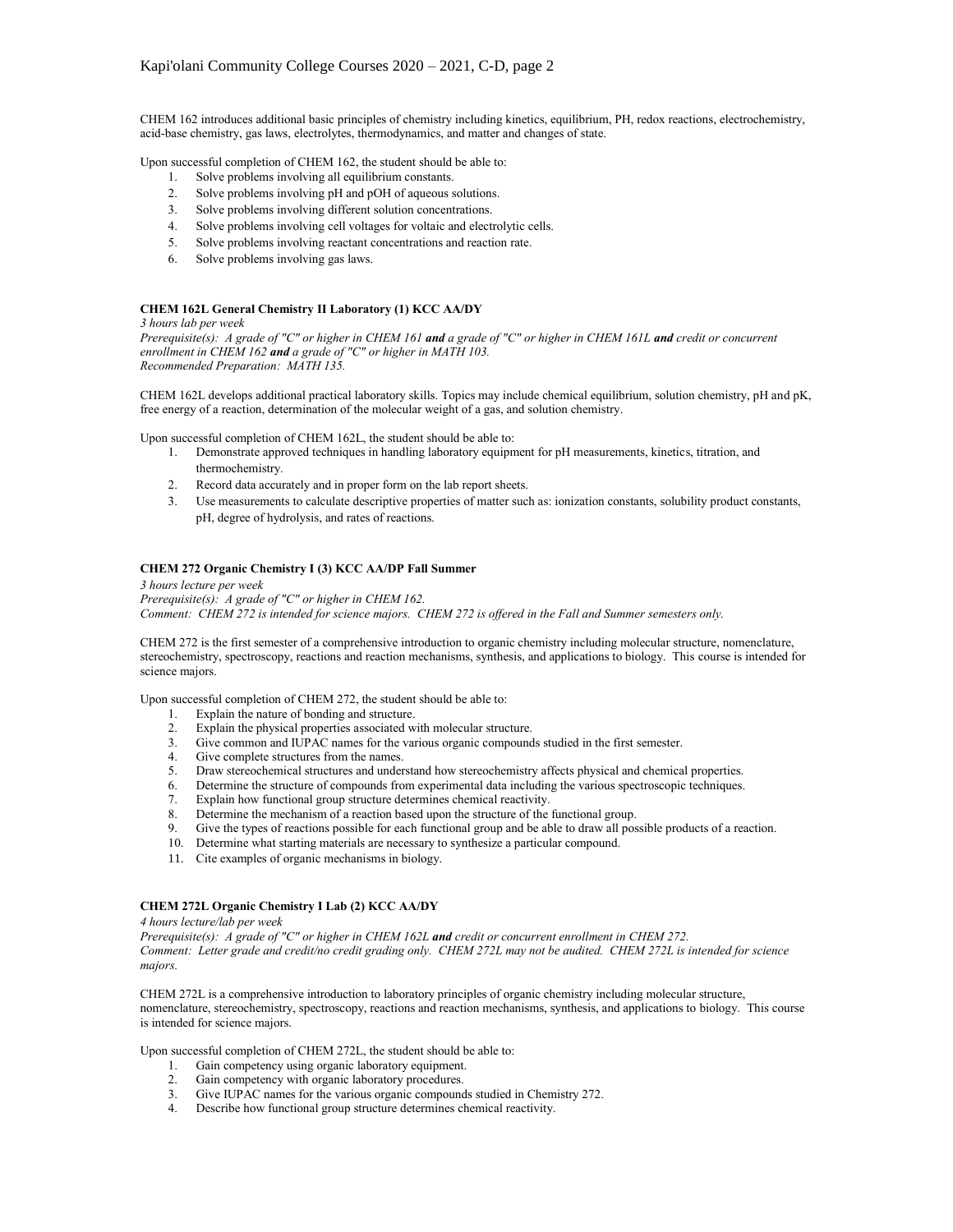CHEM 162 introduces additional basic principles of chemistry including kinetics, equilibrium, PH, redox reactions, electrochemistry, acid-base chemistry, gas laws, electrolytes, thermodynamics, and matter and changes of state.

Upon successful completion of CHEM 162, the student should be able to:

1. Solve problems involving all equilibrium constants.
2. Solve problems involving pH and pOH of aqueous solutions.
3. Solve problems involving different solution concentrations.
4. Solve problems involving cell voltages for voltaic and electrolytic cells.
5. Solve problems involving reactant concentrations and reaction rate.
6. Solve problems involving gas laws.

**CHEM 162L General Chemistry II Laboratory (1) KCC AA/DY**

*3 hours lab per week*
*Prerequisite(s): A grade of "C" or higher in CHEM 161* ***and*** *a grade of "C" or higher in CHEM 161L* ***and*** *credit or concurrent enrollment in CHEM 162* ***and*** *a grade of "C" or higher in MATH 103.*
*Recommended Preparation: MATH 135.*

CHEM 162L develops additional practical laboratory skills. Topics may include chemical equilibrium, solution chemistry, pH and pK, free energy of a reaction, determination of the molecular weight of a gas, and solution chemistry.

Upon successful completion of CHEM 162L, the student should be able to:

1. Demonstrate approved techniques in handling laboratory equipment for pH measurements, kinetics, titration, and thermochemistry.
2. Record data accurately and in proper form on the lab report sheets.
3. Use measurements to calculate descriptive properties of matter such as: ionization constants, solubility product constants, pH, degree of hydrolysis, and rates of reactions.

**CHEM 272 Organic Chemistry I (3) KCC AA/DP Fall Summer**

*3 hours lecture per week*
*Prerequisite(s): A grade of "C" or higher in CHEM 162.*
*Comment: CHEM 272 is intended for science majors. CHEM 272 is offered in the Fall and Summer semesters only.*

CHEM 272 is the first semester of a comprehensive introduction to organic chemistry including molecular structure, nomenclature, stereochemistry, spectroscopy, reactions and reaction mechanisms, synthesis, and applications to biology. This course is intended for science majors.

Upon successful completion of CHEM 272, the student should be able to:

1. Explain the nature of bonding and structure.
2. Explain the physical properties associated with molecular structure.
3. Give common and IUPAC names for the various organic compounds studied in the first semester.
4. Give complete structures from the names.
5. Draw stereochemical structures and understand how stereochemistry affects physical and chemical properties.
6. Determine the structure of compounds from experimental data including the various spectroscopic techniques.
7. Explain how functional group structure determines chemical reactivity.
8. Determine the mechanism of a reaction based upon the structure of the functional group.
9. Give the types of reactions possible for each functional group and be able to draw all possible products of a reaction.
10. Determine what starting materials are necessary to synthesize a particular compound.
11. Cite examples of organic mechanisms in biology.

**CHEM 272L Organic Chemistry I Lab (2) KCC AA/DY**

*4 hours lecture/lab per week*
*Prerequisite(s): A grade of "C" or higher in CHEM 162L* ***and*** *credit or concurrent enrollment in CHEM 272.*
*Comment: Letter grade and credit/no credit grading only. CHEM 272L may not be audited. CHEM 272L is intended for science majors.*

CHEM 272L is a comprehensive introduction to laboratory principles of organic chemistry including molecular structure, nomenclature, stereochemistry, spectroscopy, reactions and reaction mechanisms, synthesis, and applications to biology. This course is intended for science majors.

Upon successful completion of CHEM 272L, the student should be able to:

1. Gain competency using organic laboratory equipment.
2. Gain competency with organic laboratory procedures.
3. Give IUPAC names for the various organic compounds studied in Chemistry 272.
4. Describe how functional group structure determines chemical reactivity.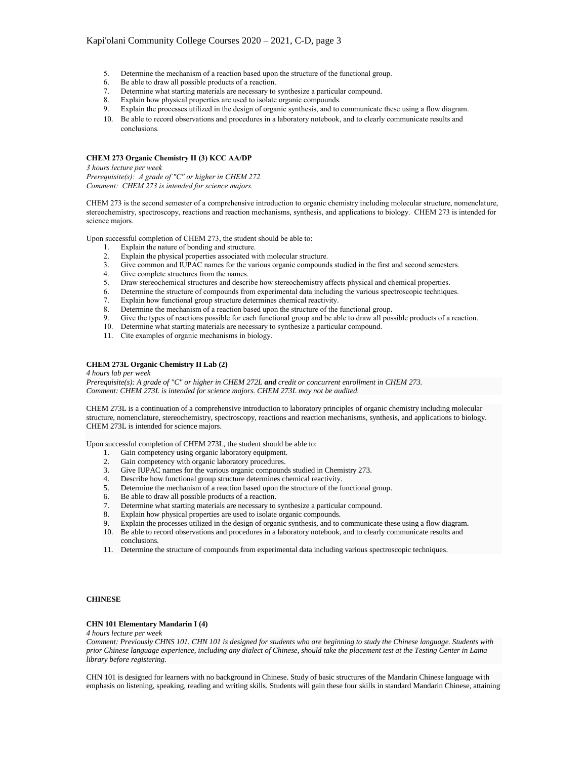5. Determine the mechanism of a reaction based upon the structure of the functional group.
6. Be able to draw all possible products of a reaction.
7. Determine what starting materials are necessary to synthesize a particular compound.
8. Explain how physical properties are used to isolate organic compounds.
9. Explain the processes utilized in the design of organic synthesis, and to communicate these using a flow diagram.
10. Be able to record observations and procedures in a laboratory notebook, and to clearly communicate results and conclusions.

**CHEM 273 Organic Chemistry II (3) KCC AA/DP**

*3 hours lecture per week*
*Prerequisite(s): A grade of "C" or higher in CHEM 272.*
*Comment: CHEM 273 is intended for science majors.*

CHEM 273 is the second semester of a comprehensive introduction to organic chemistry including molecular structure, nomenclature, stereochemistry, spectroscopy, reactions and reaction mechanisms, synthesis, and applications to biology. CHEM 273 is intended for science majors.

Upon successful completion of CHEM 273, the student should be able to:

1. Explain the nature of bonding and structure.
2. Explain the physical properties associated with molecular structure.
3. Give common and IUPAC names for the various organic compounds studied in the first and second semesters.
4. Give complete structures from the names.
5. Draw stereochemical structures and describe how stereochemistry affects physical and chemical properties.
6. Determine the structure of compounds from experimental data including the various spectroscopic techniques.
7. Explain how functional group structure determines chemical reactivity.
8. Determine the mechanism of a reaction based upon the structure of the functional group.
9. Give the types of reactions possible for each functional group and be able to draw all possible products of a reaction.
10. Determine what starting materials are necessary to synthesize a particular compound.
11. Cite examples of organic mechanisms in biology.

**CHEM 273L Organic Chemistry II Lab (2)**

*4 hours lab per week*
*Prerequisite(s): A grade of "C" or higher in CHEM 272L* ***and*** *credit or concurrent enrollment in CHEM 273.*
*Comment: CHEM 273L is intended for science majors. CHEM 273L may not be audited.*

CHEM 273L is a continuation of a comprehensive introduction to laboratory principles of organic chemistry including molecular structure, nomenclature, stereochemistry, spectroscopy, reactions and reaction mechanisms, synthesis, and applications to biology. CHEM 273L is intended for science majors.

Upon successful completion of CHEM 273L, the student should be able to:

1. Gain competency using organic laboratory equipment.
2. Gain competency with organic laboratory procedures.
3. Give IUPAC names for the various organic compounds studied in Chemistry 273.
4. Describe how functional group structure determines chemical reactivity.
5. Determine the mechanism of a reaction based upon the structure of the functional group.
6. Be able to draw all possible products of a reaction.
7. Determine what starting materials are necessary to synthesize a particular compound.
8. Explain how physical properties are used to isolate organic compounds.
9. Explain the processes utilized in the design of organic synthesis, and to communicate these using a flow diagram.
10. Be able to record observations and procedures in a laboratory notebook, and to clearly communicate results and conclusions.
11. Determine the structure of compounds from experimental data including various spectroscopic techniques.

**CHINESE**

**CHN 101 Elementary Mandarin I (4)**

*4 hours lecture per week*
*Comment: Previously CHNS 101. CHN 101 is designed for students who are beginning to study the Chinese language. Students with prior Chinese language experience, including any dialect of Chinese, should take the placement test at the Testing Center in Lama library before registering.*

CHN 101 is designed for learners with no background in Chinese. Study of basic structures of the Mandarin Chinese language with emphasis on listening, speaking, reading and writing skills. Students will gain these four skills in standard Mandarin Chinese, attaining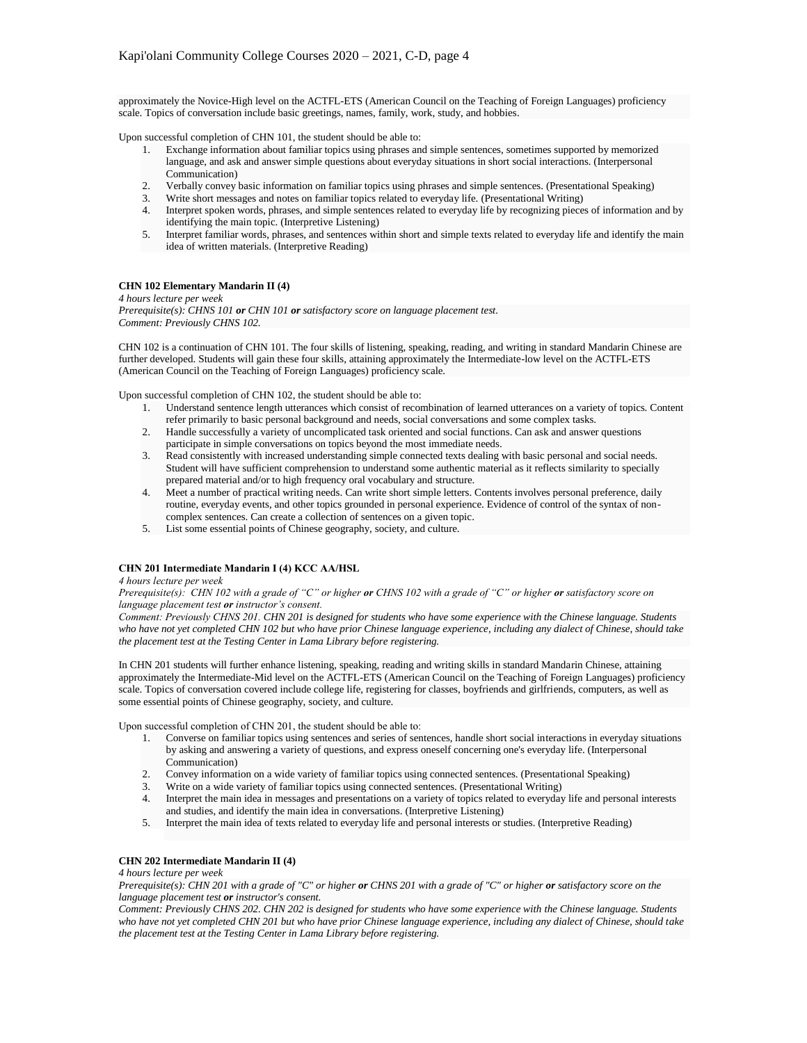approximately the Novice-High level on the ACTFL-ETS (American Council on the Teaching of Foreign Languages) proficiency scale. Topics of conversation include basic greetings, names, family, work, study, and hobbies.

Upon successful completion of CHN 101, the student should be able to:

1. Exchange information about familiar topics using phrases and simple sentences, sometimes supported by memorized language, and ask and answer simple questions about everyday situations in short social interactions. (Interpersonal Communication)
2. Verbally convey basic information on familiar topics using phrases and simple sentences. (Presentational Speaking)
3. Write short messages and notes on familiar topics related to everyday life. (Presentational Writing)
4. Interpret spoken words, phrases, and simple sentences related to everyday life by recognizing pieces of information and by identifying the main topic. (Interpretive Listening)
5. Interpret familiar words, phrases, and sentences within short and simple texts related to everyday life and identify the main idea of written materials. (Interpretive Reading)

**CHN 102 Elementary Mandarin II (4)**

*4 hours lecture per week*

*Prerequisite(s): CHNS 101* ***or*** *CHN 101* ***or*** *satisfactory score on language placement test.*

*Comment: Previously CHNS 102.*

CHN 102 is a continuation of CHN 101. The four skills of listening, speaking, reading, and writing in standard Mandarin Chinese are further developed. Students will gain these four skills, attaining approximately the Intermediate-low level on the ACTFL-ETS (American Council on the Teaching of Foreign Languages) proficiency scale.

Upon successful completion of CHN 102, the student should be able to:

1. Understand sentence length utterances which consist of recombination of learned utterances on a variety of topics. Content refer primarily to basic personal background and needs, social conversations and some complex tasks.
2. Handle successfully a variety of uncomplicated task oriented and social functions. Can ask and answer questions participate in simple conversations on topics beyond the most immediate needs.
3. Read consistently with increased understanding simple connected texts dealing with basic personal and social needs. Student will have sufficient comprehension to understand some authentic material as it reflects similarity to specially prepared material and/or to high frequency oral vocabulary and structure.
4. Meet a number of practical writing needs. Can write short simple letters. Contents involves personal preference, daily routine, everyday events, and other topics grounded in personal experience. Evidence of control of the syntax of non-complex sentences. Can create a collection of sentences on a given topic.
5. List some essential points of Chinese geography, society, and culture.

**CHN 201 Intermediate Mandarin I (4) KCC AA/HSL**

*4 hours lecture per week*

*Prerequisite(s): CHN 102 with a grade of "C" or higher* ***or*** *CHNS 102 with a grade of "C" or higher* ***or*** *satisfactory score on language placement test* ***or*** *instructor's consent.*

*Comment: Previously CHNS 201. CHN 201 is designed for students who have some experience with the Chinese language. Students who have not yet completed CHN 102 but who have prior Chinese language experience, including any dialect of Chinese, should take the placement test at the Testing Center in Lama Library before registering.*

In CHN 201 students will further enhance listening, speaking, reading and writing skills in standard Mandarin Chinese, attaining approximately the Intermediate-Mid level on the ACTFL-ETS (American Council on the Teaching of Foreign Languages) proficiency scale. Topics of conversation covered include college life, registering for classes, boyfriends and girlfriends, computers, as well as some essential points of Chinese geography, society, and culture.

Upon successful completion of CHN 201, the student should be able to:

1. Converse on familiar topics using sentences and series of sentences, handle short social interactions in everyday situations by asking and answering a variety of questions, and express oneself concerning one's everyday life. (Interpersonal Communication)
2. Convey information on a wide variety of familiar topics using connected sentences. (Presentational Speaking)
3. Write on a wide variety of familiar topics using connected sentences. (Presentational Writing)
4. Interpret the main idea in messages and presentations on a variety of topics related to everyday life and personal interests and studies, and identify the main idea in conversations. (Interpretive Listening)
5. Interpret the main idea of texts related to everyday life and personal interests or studies. (Interpretive Reading)

**CHN 202 Intermediate Mandarin II (4)**

*4 hours lecture per week*

*Prerequisite(s): CHN 201 with a grade of "C" or higher* ***or*** *CHNS 201 with a grade of "C" or higher* ***or*** *satisfactory score on the language placement test* ***or*** *instructor's consent.*

*Comment: Previously CHNS 202. CHN 202 is designed for students who have some experience with the Chinese language. Students who have not yet completed CHN 201 but who have prior Chinese language experience, including any dialect of Chinese, should take the placement test at the Testing Center in Lama Library before registering.*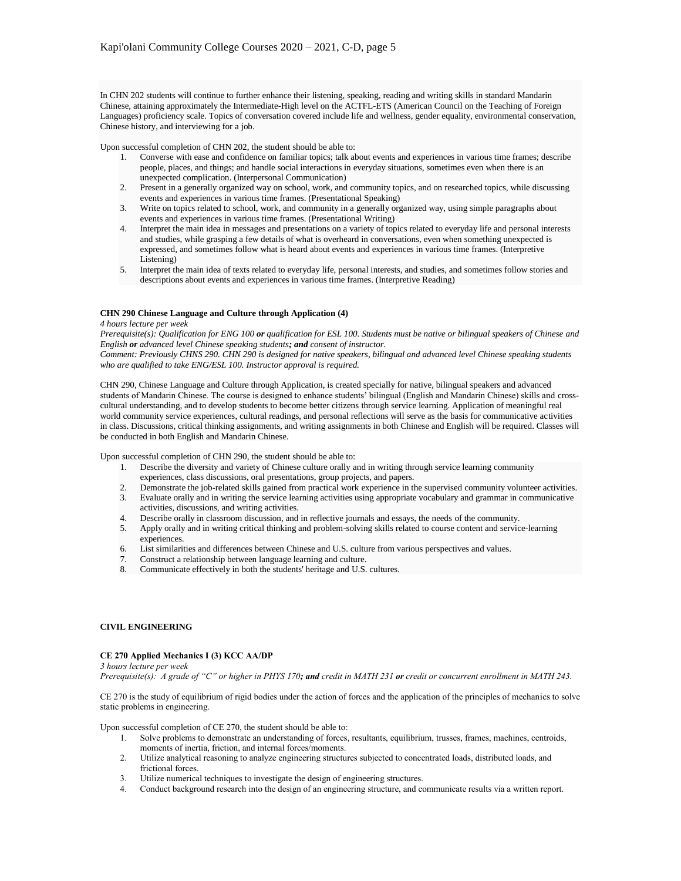In CHN 202 students will continue to further enhance their listening, speaking, reading and writing skills in standard Mandarin Chinese, attaining approximately the Intermediate-High level on the ACTFL-ETS (American Council on the Teaching of Foreign Languages) proficiency scale. Topics of conversation covered include life and wellness, gender equality, environmental conservation, Chinese history, and interviewing for a job.

Upon successful completion of CHN 202, the student should be able to:

1. Converse with ease and confidence on familiar topics; talk about events and experiences in various time frames; describe people, places, and things; and handle social interactions in everyday situations, sometimes even when there is an unexpected complication. (Interpersonal Communication)
2. Present in a generally organized way on school, work, and community topics, and on researched topics, while discussing events and experiences in various time frames. (Presentational Speaking)
3. Write on topics related to school, work, and community in a generally organized way, using simple paragraphs about events and experiences in various time frames. (Presentational Writing)
4. Interpret the main idea in messages and presentations on a variety of topics related to everyday life and personal interests and studies, while grasping a few details of what is overheard in conversations, even when something unexpected is expressed, and sometimes follow what is heard about events and experiences in various time frames. (Interpretive Listening)
5. Interpret the main idea of texts related to everyday life, personal interests, and studies, and sometimes follow stories and descriptions about events and experiences in various time frames. (Interpretive Reading)

**CHN 290 Chinese Language and Culture through Application (4)**

*4 hours lecture per week*

*Prerequisite(s): Qualification for ENG 100* ***or*** *qualification for ESL 100. Students must be native or bilingual speakers of Chinese and English* ***or*** *advanced level Chinese speaking students****; and*** *consent of instructor.*

*Comment: Previously CHNS 290. CHN 290 is designed for native speakers, bilingual and advanced level Chinese speaking students who are qualified to take ENG/ESL 100. Instructor approval is required.*

CHN 290, Chinese Language and Culture through Application, is created specially for native, bilingual speakers and advanced students of Mandarin Chinese. The course is designed to enhance students' bilingual (English and Mandarin Chinese) skills and cross-cultural understanding, and to develop students to become better citizens through service learning. Application of meaningful real world community service experiences, cultural readings, and personal reflections will serve as the basis for communicative activities in class. Discussions, critical thinking assignments, and writing assignments in both Chinese and English will be required. Classes will be conducted in both English and Mandarin Chinese.

Upon successful completion of CHN 290, the student should be able to:

1. Describe the diversity and variety of Chinese culture orally and in writing through service learning community experiences, class discussions, oral presentations, group projects, and papers.
2. Demonstrate the job-related skills gained from practical work experience in the supervised community volunteer activities.
3. Evaluate orally and in writing the service learning activities using appropriate vocabulary and grammar in communicative activities, discussions, and writing activities.
4. Describe orally in classroom discussion, and in reflective journals and essays, the needs of the community.
5. Apply orally and in writing critical thinking and problem-solving skills related to course content and service-learning experiences.
6. List similarities and differences between Chinese and U.S. culture from various perspectives and values.
7. Construct a relationship between language learning and culture.
8. Communicate effectively in both the students' heritage and U.S. cultures.

## CIVIL ENGINEERING

**CE 270 Applied Mechanics I (3) KCC AA/DP**

*3 hours lecture per week*

*Prerequisite(s): A grade of "C" or higher in PHYS 170****; and*** *credit in MATH 231* ***or*** *credit or concurrent enrollment in MATH 243.*

CE 270 is the study of equilibrium of rigid bodies under the action of forces and the application of the principles of mechanics to solve static problems in engineering.

Upon successful completion of CE 270, the student should be able to:

1. Solve problems to demonstrate an understanding of forces, resultants, equilibrium, trusses, frames, machines, centroids, moments of inertia, friction, and internal forces/moments.
2. Utilize analytical reasoning to analyze engineering structures subjected to concentrated loads, distributed loads, and frictional forces.
3. Utilize numerical techniques to investigate the design of engineering structures.
4. Conduct background research into the design of an engineering structure, and communicate results via a written report.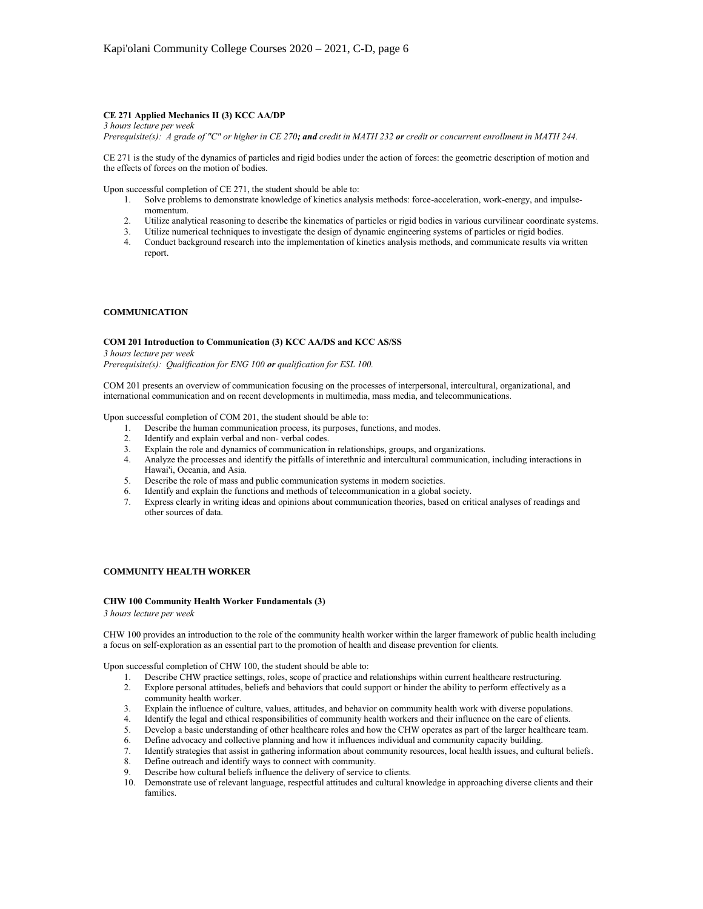### CE 271 Applied Mechanics II (3) KCC AA/DP

*3 hours lecture per week*

*Prerequisite(s): A grade of "C" or higher in CE 270**; and** credit in MATH 232 **or** credit or concurrent enrollment in MATH 244.*

CE 271 is the study of the dynamics of particles and rigid bodies under the action of forces: the geometric description of motion and the effects of forces on the motion of bodies.

Upon successful completion of CE 271, the student should be able to:

1. Solve problems to demonstrate knowledge of kinetics analysis methods: force-acceleration, work-energy, and impulse-momentum.
2. Utilize analytical reasoning to describe the kinematics of particles or rigid bodies in various curvilinear coordinate systems.
3. Utilize numerical techniques to investigate the design of dynamic engineering systems of particles or rigid bodies.
4. Conduct background research into the implementation of kinetics analysis methods, and communicate results via written report.

## COMMUNICATION

### COM 201 Introduction to Communication (3) KCC AA/DS and KCC AS/SS

*3 hours lecture per week*

*Prerequisite(s): Qualification for ENG 100 **or** qualification for ESL 100.*

COM 201 presents an overview of communication focusing on the processes of interpersonal, intercultural, organizational, and international communication and on recent developments in multimedia, mass media, and telecommunications.

Upon successful completion of COM 201, the student should be able to:

1. Describe the human communication process, its purposes, functions, and modes.
2. Identify and explain verbal and non- verbal codes.
3. Explain the role and dynamics of communication in relationships, groups, and organizations.
4. Analyze the processes and identify the pitfalls of interethnic and intercultural communication, including interactions in Hawai'i, Oceania, and Asia.
5. Describe the role of mass and public communication systems in modern societies.
6. Identify and explain the functions and methods of telecommunication in a global society.
7. Express clearly in writing ideas and opinions about communication theories, based on critical analyses of readings and other sources of data.

## COMMUNITY HEALTH WORKER

### CHW 100 Community Health Worker Fundamentals (3)

*3 hours lecture per week*

CHW 100 provides an introduction to the role of the community health worker within the larger framework of public health including a focus on self-exploration as an essential part to the promotion of health and disease prevention for clients.

Upon successful completion of CHW 100, the student should be able to:

1. Describe CHW practice settings, roles, scope of practice and relationships within current healthcare restructuring.
2. Explore personal attitudes, beliefs and behaviors that could support or hinder the ability to perform effectively as a community health worker.
3. Explain the influence of culture, values, attitudes, and behavior on community health work with diverse populations.
4. Identify the legal and ethical responsibilities of community health workers and their influence on the care of clients.
5. Develop a basic understanding of other healthcare roles and how the CHW operates as part of the larger healthcare team.
6. Define advocacy and collective planning and how it influences individual and community capacity building.
7. Identify strategies that assist in gathering information about community resources, local health issues, and cultural beliefs.
8. Define outreach and identify ways to connect with community.
9. Describe how cultural beliefs influence the delivery of service to clients.
10. Demonstrate use of relevant language, respectful attitudes and cultural knowledge in approaching diverse clients and their families.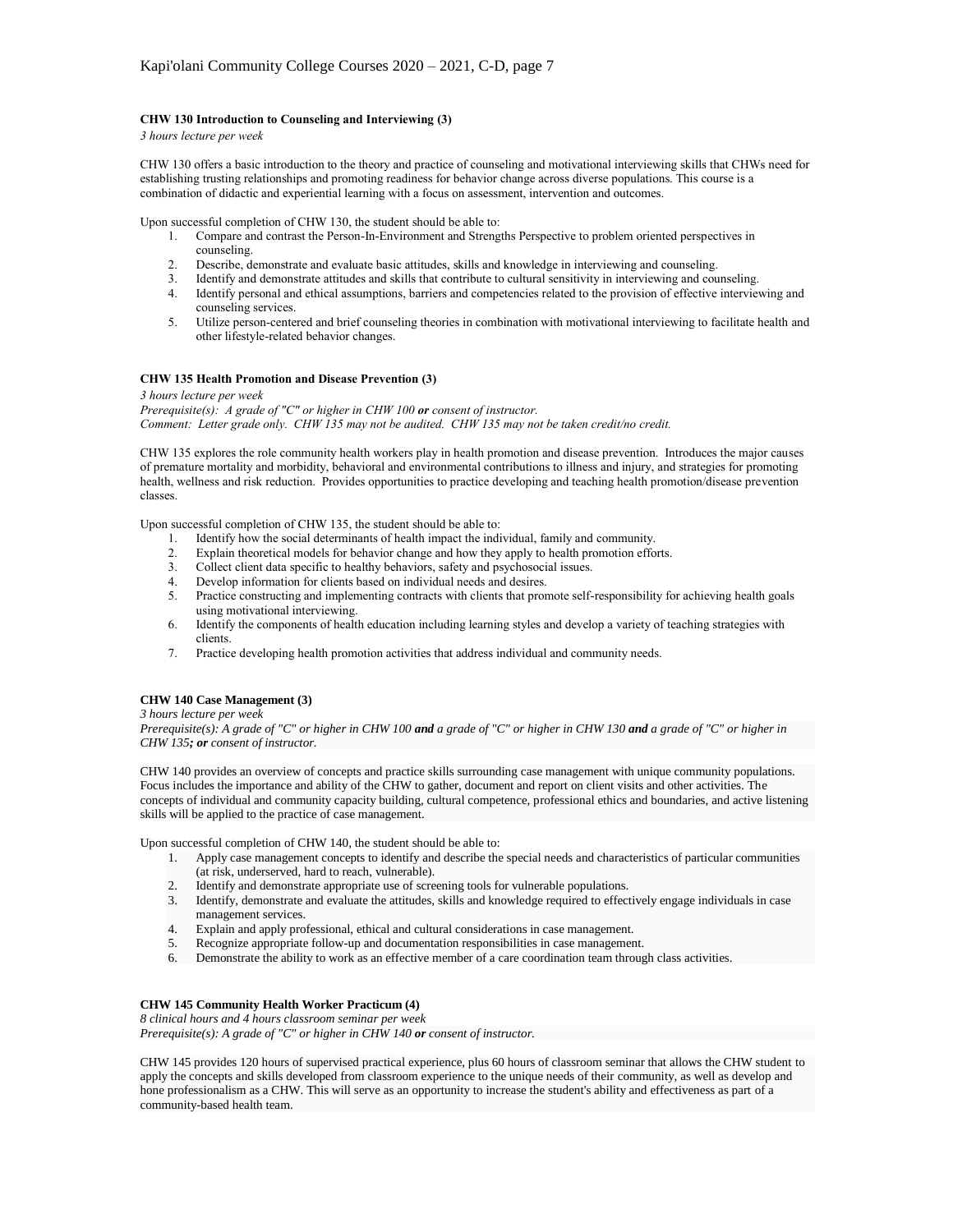### CHW 130 Introduction to Counseling and Interviewing (3)

*3 hours lecture per week*

CHW 130 offers a basic introduction to the theory and practice of counseling and motivational interviewing skills that CHWs need for establishing trusting relationships and promoting readiness for behavior change across diverse populations. This course is a combination of didactic and experiential learning with a focus on assessment, intervention and outcomes.

Upon successful completion of CHW 130, the student should be able to:

1. Compare and contrast the Person-In-Environment and Strengths Perspective to problem oriented perspectives in counseling.
2. Describe, demonstrate and evaluate basic attitudes, skills and knowledge in interviewing and counseling.
3. Identify and demonstrate attitudes and skills that contribute to cultural sensitivity in interviewing and counseling.
4. Identify personal and ethical assumptions, barriers and competencies related to the provision of effective interviewing and counseling services.
5. Utilize person-centered and brief counseling theories in combination with motivational interviewing to facilitate health and other lifestyle-related behavior changes.

### CHW 135 Health Promotion and Disease Prevention (3)

*3 hours lecture per week*
*Prerequisite(s): A grade of "C" or higher in CHW 100 **or** consent of instructor.*
*Comment: Letter grade only. CHW 135 may not be audited. CHW 135 may not be taken credit/no credit.*

CHW 135 explores the role community health workers play in health promotion and disease prevention. Introduces the major causes of premature mortality and morbidity, behavioral and environmental contributions to illness and injury, and strategies for promoting health, wellness and risk reduction. Provides opportunities to practice developing and teaching health promotion/disease prevention classes.

Upon successful completion of CHW 135, the student should be able to:

1. Identify how the social determinants of health impact the individual, family and community.
2. Explain theoretical models for behavior change and how they apply to health promotion efforts.
3. Collect client data specific to healthy behaviors, safety and psychosocial issues.
4. Develop information for clients based on individual needs and desires.
5. Practice constructing and implementing contracts with clients that promote self-responsibility for achieving health goals using motivational interviewing.
6. Identify the components of health education including learning styles and develop a variety of teaching strategies with clients.
7. Practice developing health promotion activities that address individual and community needs.

### CHW 140 Case Management (3)

*3 hours lecture per week*
*Prerequisite(s): A grade of "C" or higher in CHW 100 **and** a grade of "C" or higher in CHW 130 **and** a grade of "C" or higher in CHW 135**; or** consent of instructor.*

CHW 140 provides an overview of concepts and practice skills surrounding case management with unique community populations. Focus includes the importance and ability of the CHW to gather, document and report on client visits and other activities. The concepts of individual and community capacity building, cultural competence, professional ethics and boundaries, and active listening skills will be applied to the practice of case management.

Upon successful completion of CHW 140, the student should be able to:

1. Apply case management concepts to identify and describe the special needs and characteristics of particular communities (at risk, underserved, hard to reach, vulnerable).
2. Identify and demonstrate appropriate use of screening tools for vulnerable populations.
3. Identify, demonstrate and evaluate the attitudes, skills and knowledge required to effectively engage individuals in case management services.
4. Explain and apply professional, ethical and cultural considerations in case management.
5. Recognize appropriate follow-up and documentation responsibilities in case management.
6. Demonstrate the ability to work as an effective member of a care coordination team through class activities.

### CHW 145 Community Health Worker Practicum (4)

*8 clinical hours and 4 hours classroom seminar per week*
*Prerequisite(s): A grade of "C" or higher in CHW 140 **or** consent of instructor.*

CHW 145 provides 120 hours of supervised practical experience, plus 60 hours of classroom seminar that allows the CHW student to apply the concepts and skills developed from classroom experience to the unique needs of their community, as well as develop and hone professionalism as a CHW. This will serve as an opportunity to increase the student's ability and effectiveness as part of a community-based health team.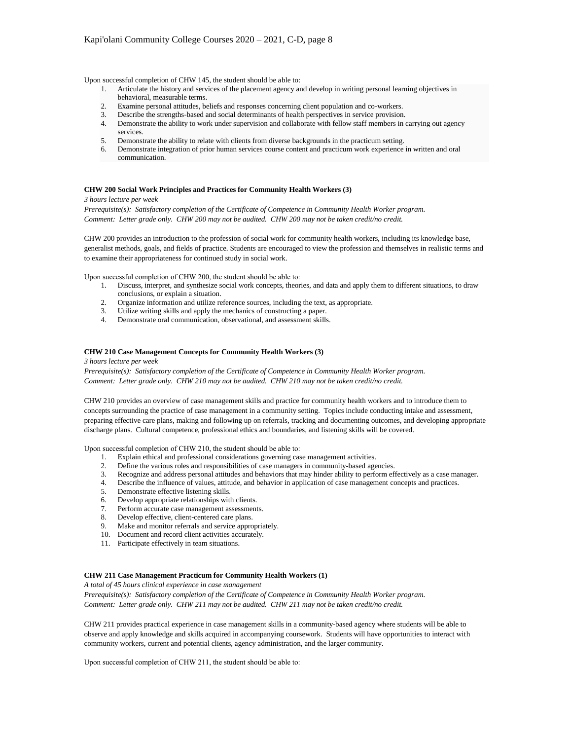Upon successful completion of CHW 145, the student should be able to:

1. Articulate the history and services of the placement agency and develop in writing personal learning objectives in behavioral, measurable terms.
2. Examine personal attitudes, beliefs and responses concerning client population and co-workers.
3. Describe the strengths-based and social determinants of health perspectives in service provision.
4. Demonstrate the ability to work under supervision and collaborate with fellow staff members in carrying out agency services.
5. Demonstrate the ability to relate with clients from diverse backgrounds in the practicum setting.
6. Demonstrate integration of prior human services course content and practicum work experience in written and oral communication.

**CHW 200 Social Work Principles and Practices for Community Health Workers (3)**

*3 hours lecture per week*

*Prerequisite(s): Satisfactory completion of the Certificate of Competence in Community Health Worker program.*

*Comment: Letter grade only. CHW 200 may not be audited. CHW 200 may not be taken credit/no credit.*

CHW 200 provides an introduction to the profession of social work for community health workers, including its knowledge base, generalist methods, goals, and fields of practice. Students are encouraged to view the profession and themselves in realistic terms and to examine their appropriateness for continued study in social work.

Upon successful completion of CHW 200, the student should be able to:

1. Discuss, interpret, and synthesize social work concepts, theories, and data and apply them to different situations, to draw conclusions, or explain a situation.
2. Organize information and utilize reference sources, including the text, as appropriate.
3. Utilize writing skills and apply the mechanics of constructing a paper.
4. Demonstrate oral communication, observational, and assessment skills.

**CHW 210 Case Management Concepts for Community Health Workers (3)**

*3 hours lecture per week*

*Prerequisite(s): Satisfactory completion of the Certificate of Competence in Community Health Worker program.*

*Comment: Letter grade only. CHW 210 may not be audited. CHW 210 may not be taken credit/no credit.*

CHW 210 provides an overview of case management skills and practice for community health workers and to introduce them to concepts surrounding the practice of case management in a community setting. Topics include conducting intake and assessment, preparing effective care plans, making and following up on referrals, tracking and documenting outcomes, and developing appropriate discharge plans. Cultural competence, professional ethics and boundaries, and listening skills will be covered.

Upon successful completion of CHW 210, the student should be able to:

1. Explain ethical and professional considerations governing case management activities.
2. Define the various roles and responsibilities of case managers in community-based agencies.
3. Recognize and address personal attitudes and behaviors that may hinder ability to perform effectively as a case manager.
4. Describe the influence of values, attitude, and behavior in application of case management concepts and practices.
5. Demonstrate effective listening skills.
6. Develop appropriate relationships with clients.
7. Perform accurate case management assessments.
8. Develop effective, client-centered care plans.
9. Make and monitor referrals and service appropriately.
10. Document and record client activities accurately.
11. Participate effectively in team situations.

**CHW 211 Case Management Practicum for Community Health Workers (1)**

*A total of 45 hours clinical experience in case management*

*Prerequisite(s): Satisfactory completion of the Certificate of Competence in Community Health Worker program.*

*Comment: Letter grade only. CHW 211 may not be audited. CHW 211 may not be taken credit/no credit.*

CHW 211 provides practical experience in case management skills in a community-based agency where students will be able to observe and apply knowledge and skills acquired in accompanying coursework. Students will have opportunities to interact with community workers, current and potential clients, agency administration, and the larger community.

Upon successful completion of CHW 211, the student should be able to: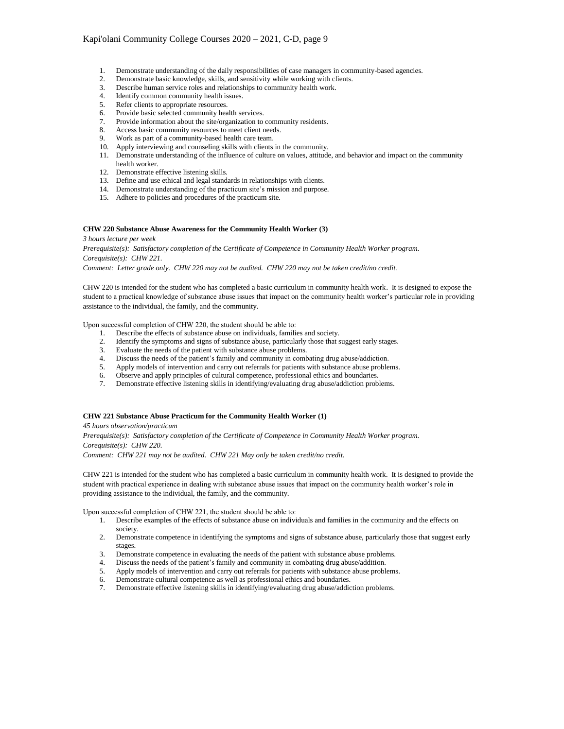1. Demonstrate understanding of the daily responsibilities of case managers in community-based agencies.
2. Demonstrate basic knowledge, skills, and sensitivity while working with clients.
3. Describe human service roles and relationships to community health work.
4. Identify common community health issues.
5. Refer clients to appropriate resources.
6. Provide basic selected community health services.
7. Provide information about the site/organization to community residents.
8. Access basic community resources to meet client needs.
9. Work as part of a community-based health care team.
10. Apply interviewing and counseling skills with clients in the community.
11. Demonstrate understanding of the influence of culture on values, attitude, and behavior and impact on the community health worker.
12. Demonstrate effective listening skills.
13. Define and use ethical and legal standards in relationships with clients.
14. Demonstrate understanding of the practicum site's mission and purpose.
15. Adhere to policies and procedures of the practicum site.

**CHW 220 Substance Abuse Awareness for the Community Health Worker (3)**

*3 hours lecture per week*

*Prerequisite(s): Satisfactory completion of the Certificate of Competence in Community Health Worker program.*

*Corequisite(s): CHW 221.*

*Comment: Letter grade only. CHW 220 may not be audited. CHW 220 may not be taken credit/no credit.*

CHW 220 is intended for the student who has completed a basic curriculum in community health work. It is designed to expose the student to a practical knowledge of substance abuse issues that impact on the community health worker's particular role in providing assistance to the individual, the family, and the community.

Upon successful completion of CHW 220, the student should be able to:

1. Describe the effects of substance abuse on individuals, families and society.
2. Identify the symptoms and signs of substance abuse, particularly those that suggest early stages.
3. Evaluate the needs of the patient with substance abuse problems.
4. Discuss the needs of the patient's family and community in combating drug abuse/addiction.
5. Apply models of intervention and carry out referrals for patients with substance abuse problems.
6. Observe and apply principles of cultural competence, professional ethics and boundaries.
7. Demonstrate effective listening skills in identifying/evaluating drug abuse/addiction problems.

**CHW 221 Substance Abuse Practicum for the Community Health Worker (1)**

*45 hours observation/practicum*

*Prerequisite(s): Satisfactory completion of the Certificate of Competence in Community Health Worker program.*

*Corequisite(s): CHW 220.*

*Comment: CHW 221 may not be audited. CHW 221 May only be taken credit/no credit.*

CHW 221 is intended for the student who has completed a basic curriculum in community health work. It is designed to provide the student with practical experience in dealing with substance abuse issues that impact on the community health worker's role in providing assistance to the individual, the family, and the community.

Upon successful completion of CHW 221, the student should be able to:

1. Describe examples of the effects of substance abuse on individuals and families in the community and the effects on society.
2. Demonstrate competence in identifying the symptoms and signs of substance abuse, particularly those that suggest early stages.
3. Demonstrate competence in evaluating the needs of the patient with substance abuse problems.
4. Discuss the needs of the patient's family and community in combating drug abuse/addition.
5. Apply models of intervention and carry out referrals for patients with substance abuse problems.
6. Demonstrate cultural competence as well as professional ethics and boundaries.
7. Demonstrate effective listening skills in identifying/evaluating drug abuse/addiction problems.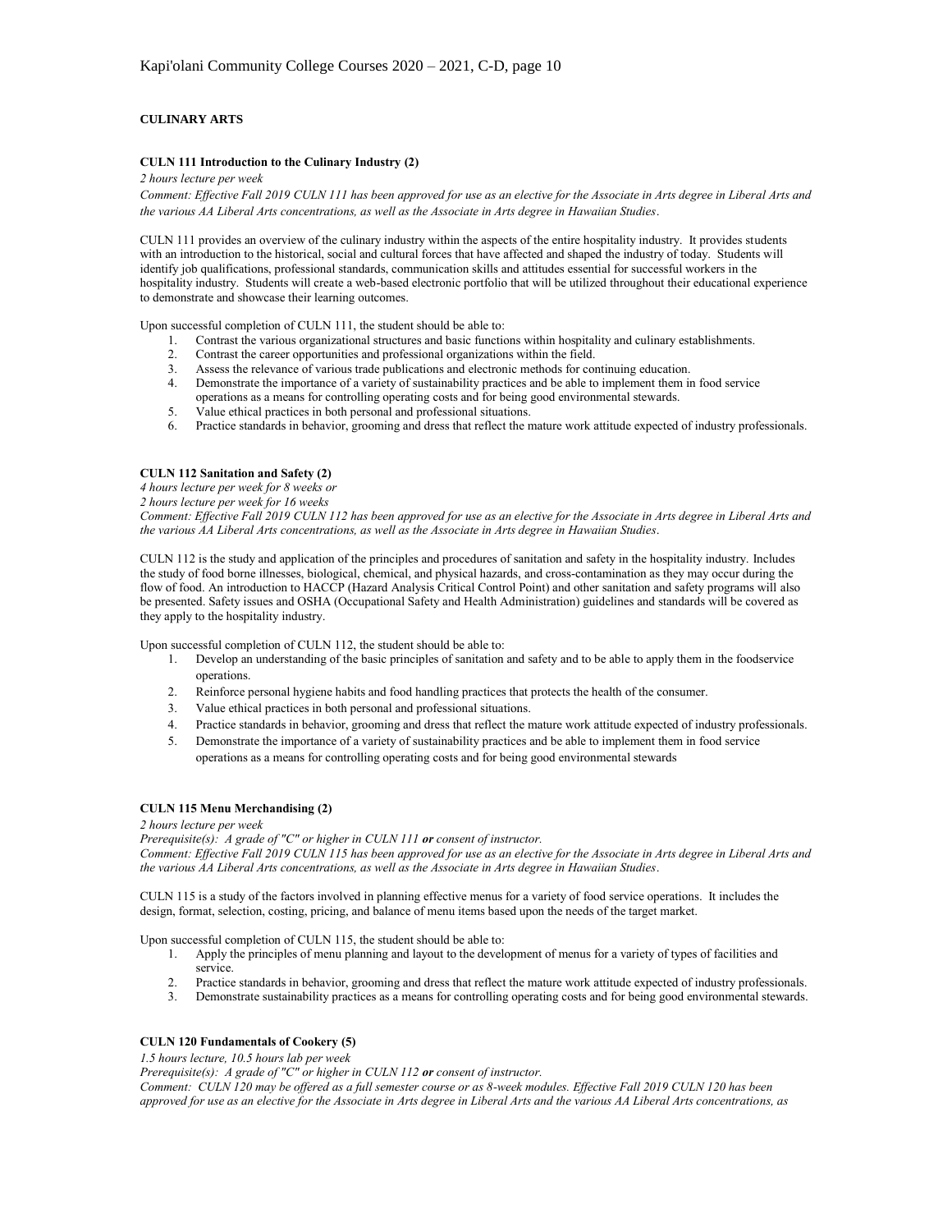## CULINARY ARTS

### CULN 111 Introduction to the Culinary Industry (2)

*2 hours lecture per week*

*Comment: Effective Fall 2019 CULN 111 has been approved for use as an elective for the Associate in Arts degree in Liberal Arts and the various AA Liberal Arts concentrations, as well as the Associate in Arts degree in Hawaiian Studies.*

CULN 111 provides an overview of the culinary industry within the aspects of the entire hospitality industry. It provides students with an introduction to the historical, social and cultural forces that have affected and shaped the industry of today. Students will identify job qualifications, professional standards, communication skills and attitudes essential for successful workers in the hospitality industry. Students will create a web-based electronic portfolio that will be utilized throughout their educational experience to demonstrate and showcase their learning outcomes.

Upon successful completion of CULN 111, the student should be able to:

1. Contrast the various organizational structures and basic functions within hospitality and culinary establishments.
2. Contrast the career opportunities and professional organizations within the field.
3. Assess the relevance of various trade publications and electronic methods for continuing education.
4. Demonstrate the importance of a variety of sustainability practices and be able to implement them in food service operations as a means for controlling operating costs and for being good environmental stewards.
5. Value ethical practices in both personal and professional situations.
6. Practice standards in behavior, grooming and dress that reflect the mature work attitude expected of industry professionals.

### CULN 112 Sanitation and Safety (2)

*4 hours lecture per week for 8 weeks or*
*2 hours lecture per week for 16 weeks*

*Comment: Effective Fall 2019 CULN 112 has been approved for use as an elective for the Associate in Arts degree in Liberal Arts and the various AA Liberal Arts concentrations, as well as the Associate in Arts degree in Hawaiian Studies.*

CULN 112 is the study and application of the principles and procedures of sanitation and safety in the hospitality industry. Includes the study of food borne illnesses, biological, chemical, and physical hazards, and cross-contamination as they may occur during the flow of food. An introduction to HACCP (Hazard Analysis Critical Control Point) and other sanitation and safety programs will also be presented. Safety issues and OSHA (Occupational Safety and Health Administration) guidelines and standards will be covered as they apply to the hospitality industry.

Upon successful completion of CULN 112, the student should be able to:

1. Develop an understanding of the basic principles of sanitation and safety and to be able to apply them in the foodservice operations.
2. Reinforce personal hygiene habits and food handling practices that protects the health of the consumer.
3. Value ethical practices in both personal and professional situations.
4. Practice standards in behavior, grooming and dress that reflect the mature work attitude expected of industry professionals.
5. Demonstrate the importance of a variety of sustainability practices and be able to implement them in food service operations as a means for controlling operating costs and for being good environmental stewards

### CULN 115 Menu Merchandising (2)

*2 hours lecture per week*

*Prerequisite(s): A grade of "C" or higher in CULN 111* ***or*** *consent of instructor.*

*Comment: Effective Fall 2019 CULN 115 has been approved for use as an elective for the Associate in Arts degree in Liberal Arts and the various AA Liberal Arts concentrations, as well as the Associate in Arts degree in Hawaiian Studies.*

CULN 115 is a study of the factors involved in planning effective menus for a variety of food service operations. It includes the design, format, selection, costing, pricing, and balance of menu items based upon the needs of the target market.

Upon successful completion of CULN 115, the student should be able to:

1. Apply the principles of menu planning and layout to the development of menus for a variety of types of facilities and service.
2. Practice standards in behavior, grooming and dress that reflect the mature work attitude expected of industry professionals.
3. Demonstrate sustainability practices as a means for controlling operating costs and for being good environmental stewards.

### CULN 120 Fundamentals of Cookery (5)

*1.5 hours lecture, 10.5 hours lab per week*

*Prerequisite(s): A grade of "C" or higher in CULN 112* ***or*** *consent of instructor.*

*Comment: CULN 120 may be offered as a full semester course or as 8-week modules. Effective Fall 2019 CULN 120 has been approved for use as an elective for the Associate in Arts degree in Liberal Arts and the various AA Liberal Arts concentrations, as*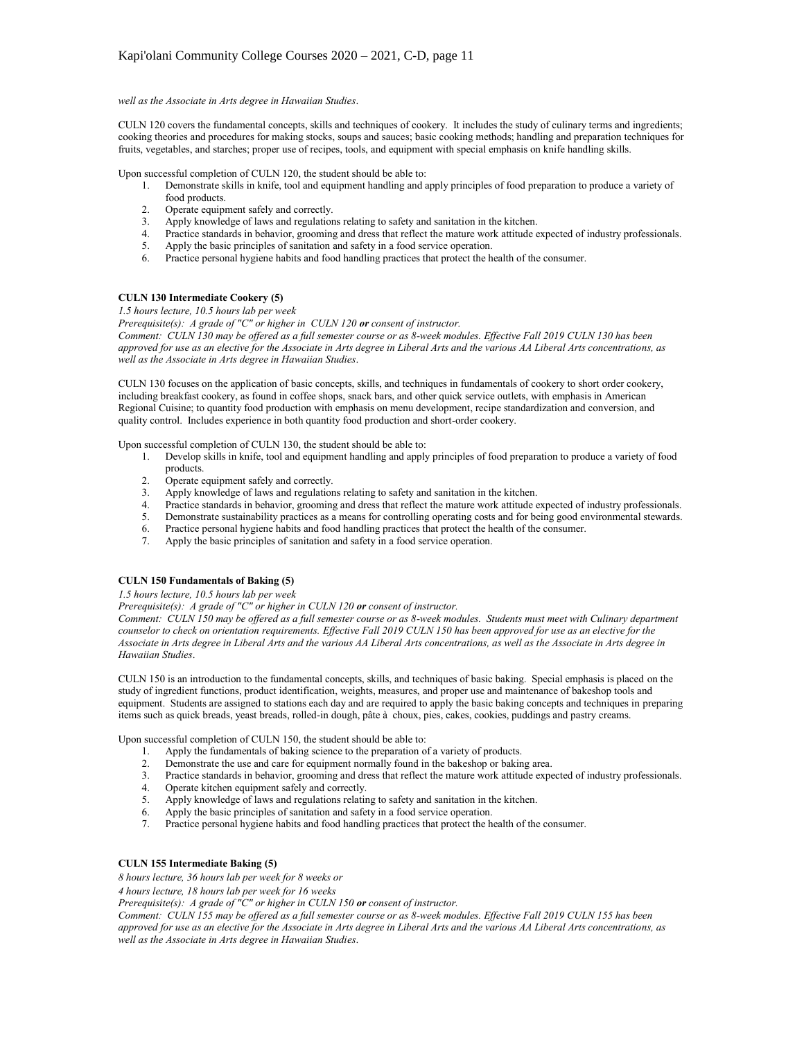*well as the Associate in Arts degree in Hawaiian Studies*.

CULN 120 covers the fundamental concepts, skills and techniques of cookery. It includes the study of culinary terms and ingredients; cooking theories and procedures for making stocks, soups and sauces; basic cooking methods; handling and preparation techniques for fruits, vegetables, and starches; proper use of recipes, tools, and equipment with special emphasis on knife handling skills.

Upon successful completion of CULN 120, the student should be able to:

1. Demonstrate skills in knife, tool and equipment handling and apply principles of food preparation to produce a variety of food products.
2. Operate equipment safely and correctly.
3. Apply knowledge of laws and regulations relating to safety and sanitation in the kitchen.
4. Practice standards in behavior, grooming and dress that reflect the mature work attitude expected of industry professionals.
5. Apply the basic principles of sanitation and safety in a food service operation.
6. Practice personal hygiene habits and food handling practices that protect the health of the consumer.

**CULN 130 Intermediate Cookery (5)**

*1.5 hours lecture, 10.5 hours lab per week*

*Prerequisite(s): A grade of "C" or higher in CULN 120* ***or*** *consent of instructor.*

*Comment: CULN 130 may be offered as a full semester course or as 8-week modules. Effective Fall 2019 CULN 130 has been approved for use as an elective for the Associate in Arts degree in Liberal Arts and the various AA Liberal Arts concentrations, as well as the Associate in Arts degree in Hawaiian Studies*.

CULN 130 focuses on the application of basic concepts, skills, and techniques in fundamentals of cookery to short order cookery, including breakfast cookery, as found in coffee shops, snack bars, and other quick service outlets, with emphasis in American Regional Cuisine; to quantity food production with emphasis on menu development, recipe standardization and conversion, and quality control. Includes experience in both quantity food production and short-order cookery.

Upon successful completion of CULN 130, the student should be able to:

1. Develop skills in knife, tool and equipment handling and apply principles of food preparation to produce a variety of food products.
2. Operate equipment safely and correctly.
3. Apply knowledge of laws and regulations relating to safety and sanitation in the kitchen.
4. Practice standards in behavior, grooming and dress that reflect the mature work attitude expected of industry professionals.
5. Demonstrate sustainability practices as a means for controlling operating costs and for being good environmental stewards.
6. Practice personal hygiene habits and food handling practices that protect the health of the consumer.
7. Apply the basic principles of sanitation and safety in a food service operation.

**CULN 150 Fundamentals of Baking (5)**

*1.5 hours lecture, 10.5 hours lab per week*

*Prerequisite(s): A grade of "C" or higher in CULN 120* ***or*** *consent of instructor.*

*Comment: CULN 150 may be offered as a full semester course or as 8-week modules. Students must meet with Culinary department counselor to check on orientation requirements. Effective Fall 2019 CULN 150 has been approved for use as an elective for the Associate in Arts degree in Liberal Arts and the various AA Liberal Arts concentrations, as well as the Associate in Arts degree in Hawaiian Studies*.

CULN 150 is an introduction to the fundamental concepts, skills, and techniques of basic baking. Special emphasis is placed on the study of ingredient functions, product identification, weights, measures, and proper use and maintenance of bakeshop tools and equipment. Students are assigned to stations each day and are required to apply the basic baking concepts and techniques in preparing items such as quick breads, yeast breads, rolled-in dough, pâte à choux, pies, cakes, cookies, puddings and pastry creams.

Upon successful completion of CULN 150, the student should be able to:

1. Apply the fundamentals of baking science to the preparation of a variety of products.
2. Demonstrate the use and care for equipment normally found in the bakeshop or baking area.
3. Practice standards in behavior, grooming and dress that reflect the mature work attitude expected of industry professionals.
4. Operate kitchen equipment safely and correctly.
5. Apply knowledge of laws and regulations relating to safety and sanitation in the kitchen.
6. Apply the basic principles of sanitation and safety in a food service operation.
7. Practice personal hygiene habits and food handling practices that protect the health of the consumer.

**CULN 155 Intermediate Baking (5)**

*8 hours lecture, 36 hours lab per week for 8 weeks or*

*4 hours lecture, 18 hours lab per week for 16 weeks*

*Prerequisite(s): A grade of "C" or higher in CULN 150* ***or*** *consent of instructor.*

*Comment: CULN 155 may be offered as a full semester course or as 8-week modules. Effective Fall 2019 CULN 155 has been approved for use as an elective for the Associate in Arts degree in Liberal Arts and the various AA Liberal Arts concentrations, as well as the Associate in Arts degree in Hawaiian Studies.*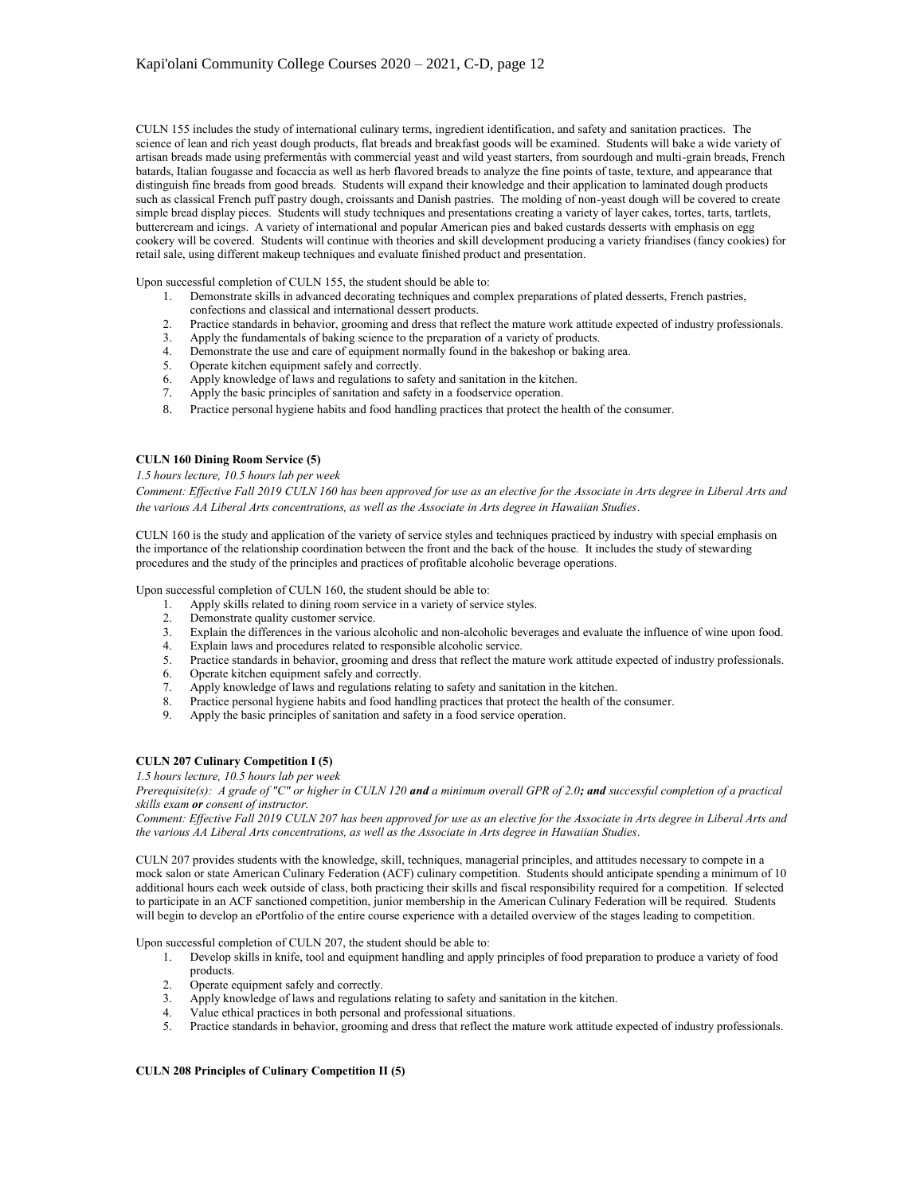CULN 155 includes the study of international culinary terms, ingredient identification, and safety and sanitation practices. The science of lean and rich yeast dough products, flat breads and breakfast goods will be examined. Students will bake a wide variety of artisan breads made using prefermentâs with commercial yeast and wild yeast starters, from sourdough and multi-grain breads, French batards, Italian fougasse and focaccia as well as herb flavored breads to analyze the fine points of taste, texture, and appearance that distinguish fine breads from good breads. Students will expand their knowledge and their application to laminated dough products such as classical French puff pastry dough, croissants and Danish pastries. The molding of non-yeast dough will be covered to create simple bread display pieces. Students will study techniques and presentations creating a variety of layer cakes, tortes, tarts, tartlets, buttercream and icings. A variety of international and popular American pies and baked custards desserts with emphasis on egg cookery will be covered. Students will continue with theories and skill development producing a variety friandises (fancy cookies) for retail sale, using different makeup techniques and evaluate finished product and presentation.

Upon successful completion of CULN 155, the student should be able to:

1. Demonstrate skills in advanced decorating techniques and complex preparations of plated desserts, French pastries, confections and classical and international dessert products.
2. Practice standards in behavior, grooming and dress that reflect the mature work attitude expected of industry professionals.
3. Apply the fundamentals of baking science to the preparation of a variety of products.
4. Demonstrate the use and care of equipment normally found in the bakeshop or baking area.
5. Operate kitchen equipment safely and correctly.
6. Apply knowledge of laws and regulations to safety and sanitation in the kitchen.
7. Apply the basic principles of sanitation and safety in a foodservice operation.
8. Practice personal hygiene habits and food handling practices that protect the health of the consumer.

**CULN 160 Dining Room Service (5)**

*1.5 hours lecture, 10.5 hours lab per week*

*Comment: Effective Fall 2019 CULN 160 has been approved for use as an elective for the Associate in Arts degree in Liberal Arts and the various AA Liberal Arts concentrations, as well as the Associate in Arts degree in Hawaiian Studies.*

CULN 160 is the study and application of the variety of service styles and techniques practiced by industry with special emphasis on the importance of the relationship coordination between the front and the back of the house. It includes the study of stewarding procedures and the study of the principles and practices of profitable alcoholic beverage operations.

Upon successful completion of CULN 160, the student should be able to:

1. Apply skills related to dining room service in a variety of service styles.
2. Demonstrate quality customer service.
3. Explain the differences in the various alcoholic and non-alcoholic beverages and evaluate the influence of wine upon food.
4. Explain laws and procedures related to responsible alcoholic service.
5. Practice standards in behavior, grooming and dress that reflect the mature work attitude expected of industry professionals.
6. Operate kitchen equipment safely and correctly.
7. Apply knowledge of laws and regulations relating to safety and sanitation in the kitchen.
8. Practice personal hygiene habits and food handling practices that protect the health of the consumer.
9. Apply the basic principles of sanitation and safety in a food service operation.

**CULN 207 Culinary Competition I (5)**

*1.5 hours lecture, 10.5 hours lab per week*

*Prerequisite(s): A grade of "C" or higher in CULN 120 **and** a minimum overall GPR of 2.0**; and** successful completion of a practical skills exam **or** consent of instructor.*

*Comment: Effective Fall 2019 CULN 207 has been approved for use as an elective for the Associate in Arts degree in Liberal Arts and the various AA Liberal Arts concentrations, as well as the Associate in Arts degree in Hawaiian Studies.*

CULN 207 provides students with the knowledge, skill, techniques, managerial principles, and attitudes necessary to compete in a mock salon or state American Culinary Federation (ACF) culinary competition. Students should anticipate spending a minimum of 10 additional hours each week outside of class, both practicing their skills and fiscal responsibility required for a competition. If selected to participate in an ACF sanctioned competition, junior membership in the American Culinary Federation will be required. Students will begin to develop an ePortfolio of the entire course experience with a detailed overview of the stages leading to competition.

Upon successful completion of CULN 207, the student should be able to:

1. Develop skills in knife, tool and equipment handling and apply principles of food preparation to produce a variety of food products.
2. Operate equipment safely and correctly.
3. Apply knowledge of laws and regulations relating to safety and sanitation in the kitchen.
4. Value ethical practices in both personal and professional situations.
5. Practice standards in behavior, grooming and dress that reflect the mature work attitude expected of industry professionals.

**CULN 208 Principles of Culinary Competition II (5)**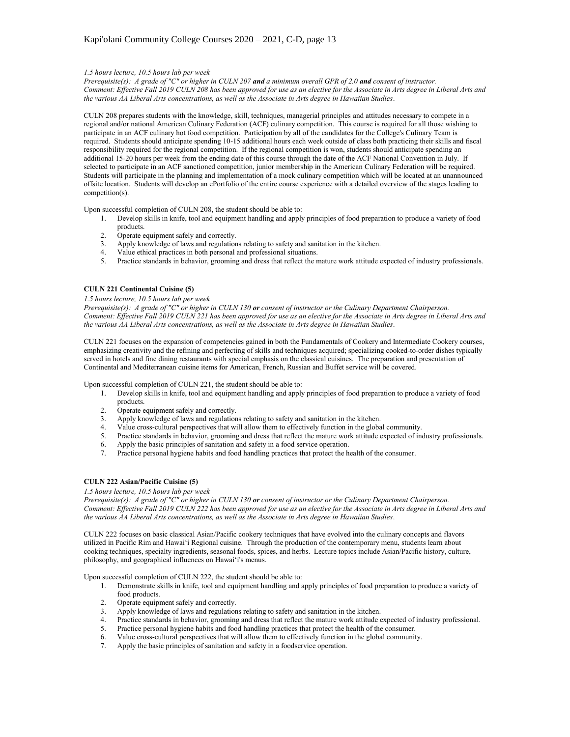*1.5 hours lecture, 10.5 hours lab per week*
*Prerequisite(s): A grade of "C" or higher in CULN 207* ***and*** *a minimum overall GPR of 2.0* ***and*** *consent of instructor.*
*Comment: Effective Fall 2019 CULN 208 has been approved for use as an elective for the Associate in Arts degree in Liberal Arts and the various AA Liberal Arts concentrations, as well as the Associate in Arts degree in Hawaiian Studies.*

CULN 208 prepares students with the knowledge, skill, techniques, managerial principles and attitudes necessary to compete in a regional and/or national American Culinary Federation (ACF) culinary competition. This course is required for all those wishing to participate in an ACF culinary hot food competition. Participation by all of the candidates for the College's Culinary Team is required. Students should anticipate spending 10-15 additional hours each week outside of class both practicing their skills and fiscal responsibility required for the regional competition. If the regional competition is won, students should anticipate spending an additional 15-20 hours per week from the ending date of this course through the date of the ACF National Convention in July. If selected to participate in an ACF sanctioned competition, junior membership in the American Culinary Federation will be required. Students will participate in the planning and implementation of a mock culinary competition which will be located at an unannounced offsite location. Students will develop an ePortfolio of the entire course experience with a detailed overview of the stages leading to competition(s).

Upon successful completion of CULN 208, the student should be able to:

1. Develop skills in knife, tool and equipment handling and apply principles of food preparation to produce a variety of food products.
2. Operate equipment safely and correctly.
3. Apply knowledge of laws and regulations relating to safety and sanitation in the kitchen.
4. Value ethical practices in both personal and professional situations.
5. Practice standards in behavior, grooming and dress that reflect the mature work attitude expected of industry professionals.

**CULN 221 Continental Cuisine (5)**

*1.5 hours lecture, 10.5 hours lab per week*
*Prerequisite(s): A grade of "C" or higher in CULN 130* ***or*** *consent of instructor or the Culinary Department Chairperson.*
*Comment: Effective Fall 2019 CULN 221 has been approved for use as an elective for the Associate in Arts degree in Liberal Arts and the various AA Liberal Arts concentrations, as well as the Associate in Arts degree in Hawaiian Studies.*

CULN 221 focuses on the expansion of competencies gained in both the Fundamentals of Cookery and Intermediate Cookery courses, emphasizing creativity and the refining and perfecting of skills and techniques acquired; specializing cooked-to-order dishes typically served in hotels and fine dining restaurants with special emphasis on the classical cuisines. The preparation and presentation of Continental and Mediterranean cuisine items for American, French, Russian and Buffet service will be covered.

Upon successful completion of CULN 221, the student should be able to:

1. Develop skills in knife, tool and equipment handling and apply principles of food preparation to produce a variety of food products.
2. Operate equipment safely and correctly.
3. Apply knowledge of laws and regulations relating to safety and sanitation in the kitchen.
4. Value cross-cultural perspectives that will allow them to effectively function in the global community.
5. Practice standards in behavior, grooming and dress that reflect the mature work attitude expected of industry professionals.
6. Apply the basic principles of sanitation and safety in a food service operation.
7. Practice personal hygiene habits and food handling practices that protect the health of the consumer.

**CULN 222 Asian/Pacific Cuisine (5)**

*1.5 hours lecture, 10.5 hours lab per week*
*Prerequisite(s): A grade of "C" or higher in CULN 130* ***or*** *consent of instructor or the Culinary Department Chairperson.*
*Comment: Effective Fall 2019 CULN 222 has been approved for use as an elective for the Associate in Arts degree in Liberal Arts and the various AA Liberal Arts concentrations, as well as the Associate in Arts degree in Hawaiian Studies.*

CULN 222 focuses on basic classical Asian/Pacific cookery techniques that have evolved into the culinary concepts and flavors utilized in Pacific Rim and Hawaiʻi Regional cuisine. Through the production of the contemporary menu, students learn about cooking techniques, specialty ingredients, seasonal foods, spices, and herbs. Lecture topics include Asian/Pacific history, culture, philosophy, and geographical influences on Hawaiʻi's menus.

Upon successful completion of CULN 222, the student should be able to:

1. Demonstrate skills in knife, tool and equipment handling and apply principles of food preparation to produce a variety of food products.
2. Operate equipment safely and correctly.
3. Apply knowledge of laws and regulations relating to safety and sanitation in the kitchen.
4. Practice standards in behavior, grooming and dress that reflect the mature work attitude expected of industry professional.
5. Practice personal hygiene habits and food handling practices that protect the health of the consumer.
6. Value cross-cultural perspectives that will allow them to effectively function in the global community.
7. Apply the basic principles of sanitation and safety in a foodservice operation.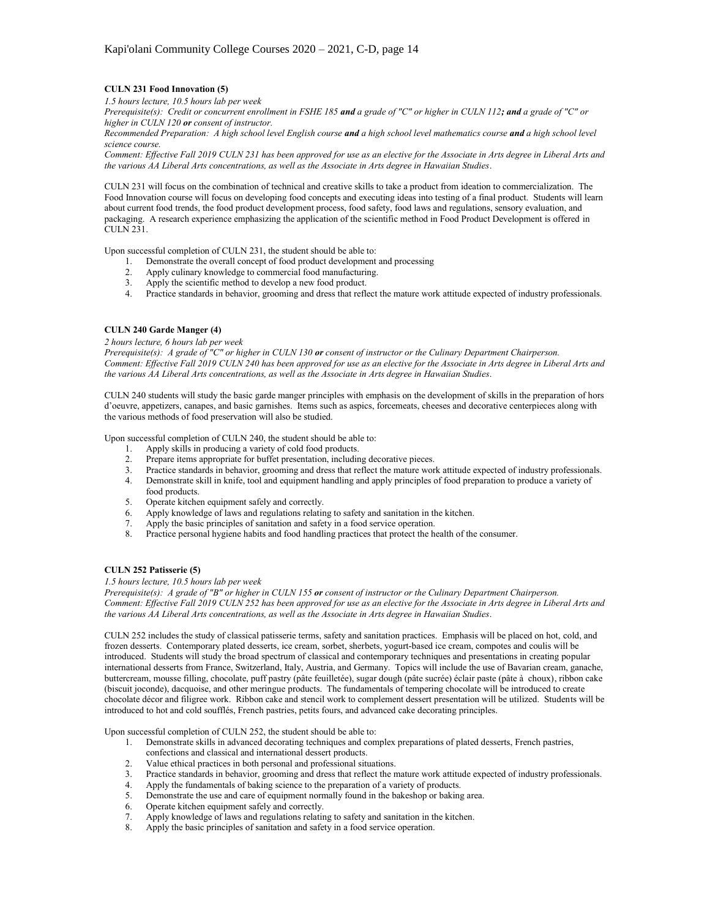**CULN 231 Food Innovation (5)**

*1.5 hours lecture, 10.5 hours lab per week*

*Prerequisite(s): Credit or concurrent enrollment in FSHE 185* ***and*** *a grade of "C" or higher in CULN 112****; and*** *a grade of "C" or higher in CULN 120* ***or*** *consent of instructor.*

*Recommended Preparation: A high school level English course* ***and*** *a high school level mathematics course* ***and*** *a high school level science course.*

*Comment: Effective Fall 2019 CULN 231 has been approved for use as an elective for the Associate in Arts degree in Liberal Arts and the various AA Liberal Arts concentrations, as well as the Associate in Arts degree in Hawaiian Studies*.

CULN 231 will focus on the combination of technical and creative skills to take a product from ideation to commercialization. The Food Innovation course will focus on developing food concepts and executing ideas into testing of a final product. Students will learn about current food trends, the food product development process, food safety, food laws and regulations, sensory evaluation, and packaging. A research experience emphasizing the application of the scientific method in Food Product Development is offered in CULN 231.

Upon successful completion of CULN 231, the student should be able to:

1. Demonstrate the overall concept of food product development and processing
2. Apply culinary knowledge to commercial food manufacturing.
3. Apply the scientific method to develop a new food product.
4. Practice standards in behavior, grooming and dress that reflect the mature work attitude expected of industry professionals.

**CULN 240 Garde Manger (4)**

*2 hours lecture, 6 hours lab per week*

*Prerequisite(s): A grade of "C" or higher in CULN 130* ***or*** *consent of instructor or the Culinary Department Chairperson.*

*Comment: Effective Fall 2019 CULN 240 has been approved for use as an elective for the Associate in Arts degree in Liberal Arts and the various AA Liberal Arts concentrations, as well as the Associate in Arts degree in Hawaiian Studies*.

CULN 240 students will study the basic garde manger principles with emphasis on the development of skills in the preparation of hors d'oeuvre, appetizers, canapes, and basic garnishes. Items such as aspics, forcemeats, cheeses and decorative centerpieces along with the various methods of food preservation will also be studied.

Upon successful completion of CULN 240, the student should be able to:

1. Apply skills in producing a variety of cold food products.
2. Prepare items appropriate for buffet presentation, including decorative pieces.
3. Practice standards in behavior, grooming and dress that reflect the mature work attitude expected of industry professionals.
4. Demonstrate skill in knife, tool and equipment handling and apply principles of food preparation to produce a variety of food products.
5. Operate kitchen equipment safely and correctly.
6. Apply knowledge of laws and regulations relating to safety and sanitation in the kitchen.
7. Apply the basic principles of sanitation and safety in a food service operation.
8. Practice personal hygiene habits and food handling practices that protect the health of the consumer.

**CULN 252 Patisserie (5)**

*1.5 hours lecture, 10.5 hours lab per week*

*Prerequisite(s): A grade of "B" or higher in CULN 155* ***or*** *consent of instructor or the Culinary Department Chairperson.*

*Comment: Effective Fall 2019 CULN 252 has been approved for use as an elective for the Associate in Arts degree in Liberal Arts and the various AA Liberal Arts concentrations, as well as the Associate in Arts degree in Hawaiian Studies*.

CULN 252 includes the study of classical patisserie terms, safety and sanitation practices. Emphasis will be placed on hot, cold, and frozen desserts. Contemporary plated desserts, ice cream, sorbet, sherbets, yogurt-based ice cream, compotes and coulis will be introduced. Students will study the broad spectrum of classical and contemporary techniques and presentations in creating popular international desserts from France, Switzerland, Italy, Austria, and Germany. Topics will include the use of Bavarian cream, ganache, buttercream, mousse filling, chocolate, puff pastry (pâte feuilletée), sugar dough (pâte sucrée) éclair paste (pâte à choux), ribbon cake (biscuit joconde), dacquoise, and other meringue products. The fundamentals of tempering chocolate will be introduced to create chocolate décor and filigree work. Ribbon cake and stencil work to complement dessert presentation will be utilized. Students will be introduced to hot and cold soufflés, French pastries, petits fours, and advanced cake decorating principles.

Upon successful completion of CULN 252, the student should be able to:

1. Demonstrate skills in advanced decorating techniques and complex preparations of plated desserts, French pastries, confections and classical and international dessert products.
2. Value ethical practices in both personal and professional situations.
3. Practice standards in behavior, grooming and dress that reflect the mature work attitude expected of industry professionals.
4. Apply the fundamentals of baking science to the preparation of a variety of products.
5. Demonstrate the use and care of equipment normally found in the bakeshop or baking area.
6. Operate kitchen equipment safely and correctly.
7. Apply knowledge of laws and regulations relating to safety and sanitation in the kitchen.
8. Apply the basic principles of sanitation and safety in a food service operation.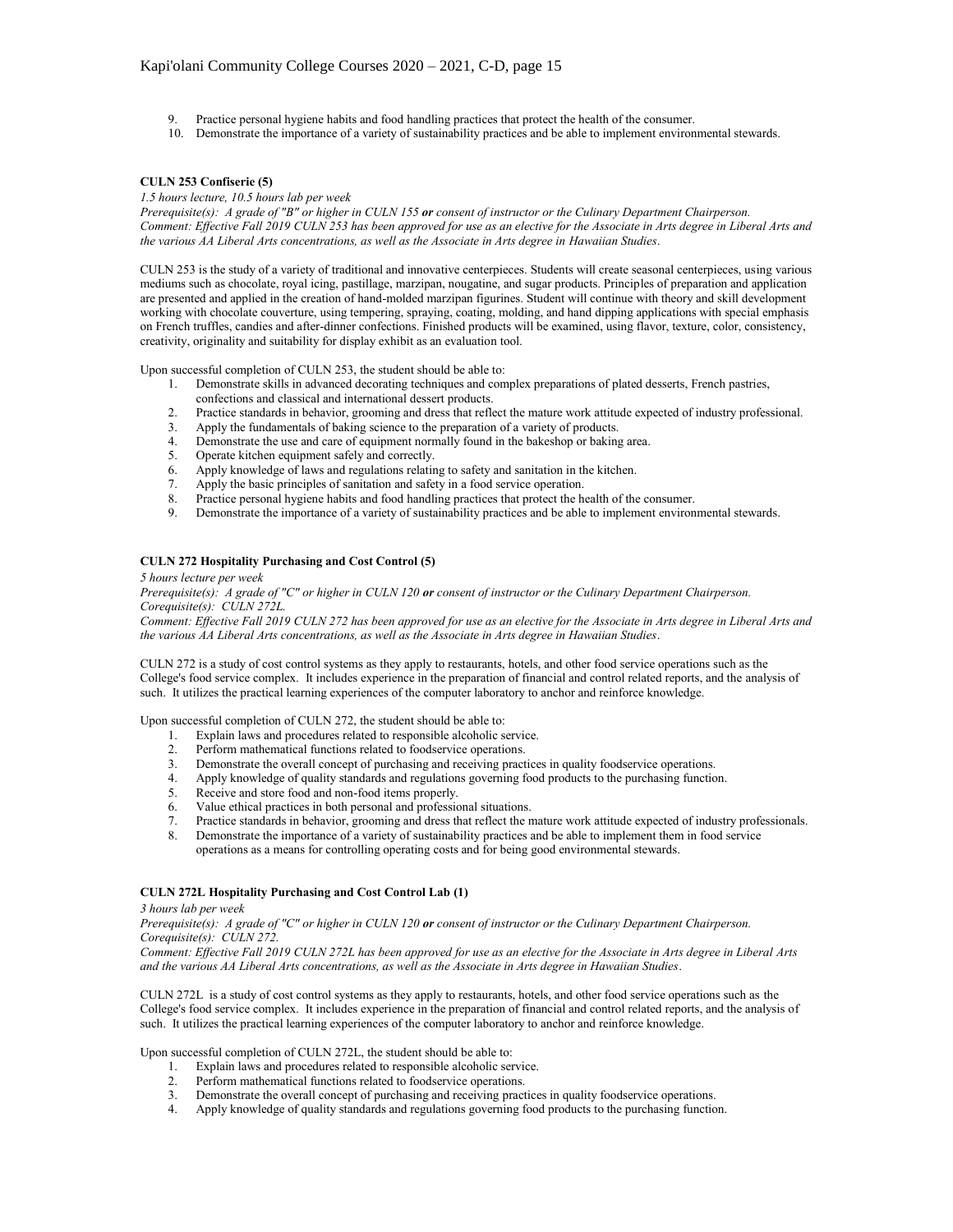9. Practice personal hygiene habits and food handling practices that protect the health of the consumer.
10. Demonstrate the importance of a variety of sustainability practices and be able to implement environmental stewards.

**CULN 253 Confiserie (5)**

*1.5 hours lecture, 10.5 hours lab per week*
*Prerequisite(s): A grade of "B" or higher in CULN 155* ***or*** *consent of instructor or the Culinary Department Chairperson.*
*Comment: Effective Fall 2019 CULN 253 has been approved for use as an elective for the Associate in Arts degree in Liberal Arts and the various AA Liberal Arts concentrations, as well as the Associate in Arts degree in Hawaiian Studies.*

CULN 253 is the study of a variety of traditional and innovative centerpieces. Students will create seasonal centerpieces, using various mediums such as chocolate, royal icing, pastillage, marzipan, nougatine, and sugar products. Principles of preparation and application are presented and applied in the creation of hand-molded marzipan figurines. Student will continue with theory and skill development working with chocolate couverture, using tempering, spraying, coating, molding, and hand dipping applications with special emphasis on French truffles, candies and after-dinner confections. Finished products will be examined, using flavor, texture, color, consistency, creativity, originality and suitability for display exhibit as an evaluation tool.

Upon successful completion of CULN 253, the student should be able to:

1. Demonstrate skills in advanced decorating techniques and complex preparations of plated desserts, French pastries, confections and classical and international dessert products.
2. Practice standards in behavior, grooming and dress that reflect the mature work attitude expected of industry professional.
3. Apply the fundamentals of baking science to the preparation of a variety of products.
4. Demonstrate the use and care of equipment normally found in the bakeshop or baking area.
5. Operate kitchen equipment safely and correctly.
6. Apply knowledge of laws and regulations relating to safety and sanitation in the kitchen.
7. Apply the basic principles of sanitation and safety in a food service operation.
8. Practice personal hygiene habits and food handling practices that protect the health of the consumer.
9. Demonstrate the importance of a variety of sustainability practices and be able to implement environmental stewards.

**CULN 272 Hospitality Purchasing and Cost Control (5)**

*5 hours lecture per week*
*Prerequisite(s): A grade of "C" or higher in CULN 120* ***or*** *consent of instructor or the Culinary Department Chairperson.*
*Corequisite(s): CULN 272L.*
*Comment: Effective Fall 2019 CULN 272 has been approved for use as an elective for the Associate in Arts degree in Liberal Arts and the various AA Liberal Arts concentrations, as well as the Associate in Arts degree in Hawaiian Studies.*

CULN 272 is a study of cost control systems as they apply to restaurants, hotels, and other food service operations such as the College's food service complex. It includes experience in the preparation of financial and control related reports, and the analysis of such. It utilizes the practical learning experiences of the computer laboratory to anchor and reinforce knowledge.

Upon successful completion of CULN 272, the student should be able to:

1. Explain laws and procedures related to responsible alcoholic service.
2. Perform mathematical functions related to foodservice operations.
3. Demonstrate the overall concept of purchasing and receiving practices in quality foodservice operations.
4. Apply knowledge of quality standards and regulations governing food products to the purchasing function.
5. Receive and store food and non-food items properly.
6. Value ethical practices in both personal and professional situations.
7. Practice standards in behavior, grooming and dress that reflect the mature work attitude expected of industry professionals.
8. Demonstrate the importance of a variety of sustainability practices and be able to implement them in food service operations as a means for controlling operating costs and for being good environmental stewards.

**CULN 272L Hospitality Purchasing and Cost Control Lab (1)**

*3 hours lab per week*
*Prerequisite(s): A grade of "C" or higher in CULN 120* ***or*** *consent of instructor or the Culinary Department Chairperson.*
*Corequisite(s): CULN 272.*
*Comment: Effective Fall 2019 CULN 272L has been approved for use as an elective for the Associate in Arts degree in Liberal Arts and the various AA Liberal Arts concentrations, as well as the Associate in Arts degree in Hawaiian Studies.*

CULN 272L is a study of cost control systems as they apply to restaurants, hotels, and other food service operations such as the College's food service complex. It includes experience in the preparation of financial and control related reports, and the analysis of such. It utilizes the practical learning experiences of the computer laboratory to anchor and reinforce knowledge.

Upon successful completion of CULN 272L, the student should be able to:

1. Explain laws and procedures related to responsible alcoholic service.
2. Perform mathematical functions related to foodservice operations.
3. Demonstrate the overall concept of purchasing and receiving practices in quality foodservice operations.
4. Apply knowledge of quality standards and regulations governing food products to the purchasing function.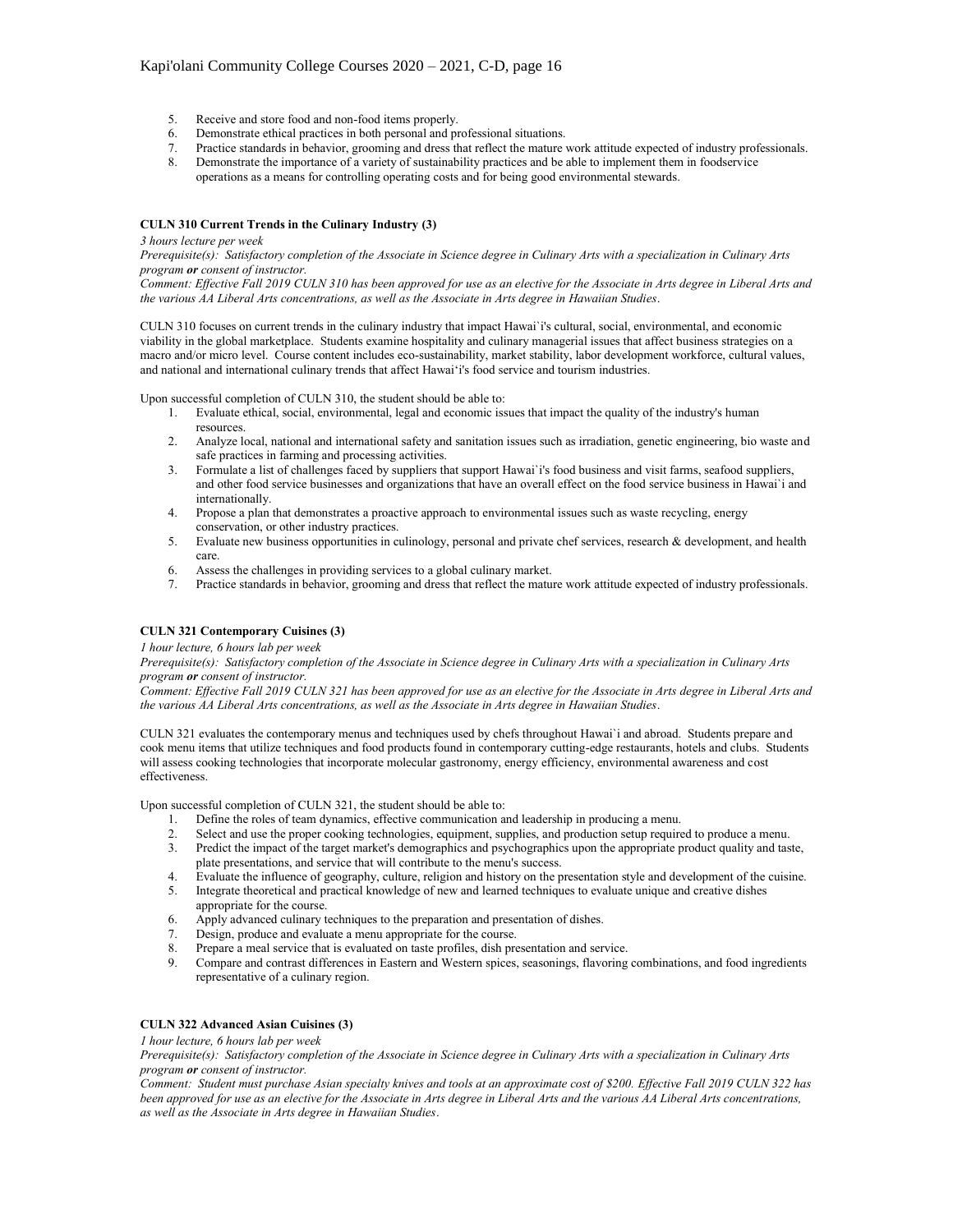5. Receive and store food and non-food items properly.
6. Demonstrate ethical practices in both personal and professional situations.
7. Practice standards in behavior, grooming and dress that reflect the mature work attitude expected of industry professionals.
8. Demonstrate the importance of a variety of sustainability practices and be able to implement them in foodservice operations as a means for controlling operating costs and for being good environmental stewards.

**CULN 310 Current Trends in the Culinary Industry (3)**

*3 hours lecture per week*

*Prerequisite(s): Satisfactory completion of the Associate in Science degree in Culinary Arts with a specialization in Culinary Arts program* ***or*** *consent of instructor.*

*Comment: Effective Fall 2019 CULN 310 has been approved for use as an elective for the Associate in Arts degree in Liberal Arts and the various AA Liberal Arts concentrations, as well as the Associate in Arts degree in Hawaiian Studies.*

CULN 310 focuses on current trends in the culinary industry that impact Hawai`i's cultural, social, environmental, and economic viability in the global marketplace. Students examine hospitality and culinary managerial issues that affect business strategies on a macro and/or micro level. Course content includes eco-sustainability, market stability, labor development workforce, cultural values, and national and international culinary trends that affect Hawaiʻi's food service and tourism industries.

Upon successful completion of CULN 310, the student should be able to:

1. Evaluate ethical, social, environmental, legal and economic issues that impact the quality of the industry's human resources.
2. Analyze local, national and international safety and sanitation issues such as irradiation, genetic engineering, bio waste and safe practices in farming and processing activities.
3. Formulate a list of challenges faced by suppliers that support Hawai`i's food business and visit farms, seafood suppliers, and other food service businesses and organizations that have an overall effect on the food service business in Hawai`i and internationally.
4. Propose a plan that demonstrates a proactive approach to environmental issues such as waste recycling, energy conservation, or other industry practices.
5. Evaluate new business opportunities in culinology, personal and private chef services, research & development, and health care.
6. Assess the challenges in providing services to a global culinary market.
7. Practice standards in behavior, grooming and dress that reflect the mature work attitude expected of industry professionals.

**CULN 321 Contemporary Cuisines (3)**

*1 hour lecture, 6 hours lab per week*

*Prerequisite(s): Satisfactory completion of the Associate in Science degree in Culinary Arts with a specialization in Culinary Arts program* ***or*** *consent of instructor.*

*Comment: Effective Fall 2019 CULN 321 has been approved for use as an elective for the Associate in Arts degree in Liberal Arts and the various AA Liberal Arts concentrations, as well as the Associate in Arts degree in Hawaiian Studies.*

CULN 321 evaluates the contemporary menus and techniques used by chefs throughout Hawai`i and abroad. Students prepare and cook menu items that utilize techniques and food products found in contemporary cutting-edge restaurants, hotels and clubs. Students will assess cooking technologies that incorporate molecular gastronomy, energy efficiency, environmental awareness and cost effectiveness.

Upon successful completion of CULN 321, the student should be able to:

1. Define the roles of team dynamics, effective communication and leadership in producing a menu.
2. Select and use the proper cooking technologies, equipment, supplies, and production setup required to produce a menu.
3. Predict the impact of the target market's demographics and psychographics upon the appropriate product quality and taste, plate presentations, and service that will contribute to the menu's success.
4. Evaluate the influence of geography, culture, religion and history on the presentation style and development of the cuisine.
5. Integrate theoretical and practical knowledge of new and learned techniques to evaluate unique and creative dishes appropriate for the course.
6. Apply advanced culinary techniques to the preparation and presentation of dishes.
7. Design, produce and evaluate a menu appropriate for the course.
8. Prepare a meal service that is evaluated on taste profiles, dish presentation and service.
9. Compare and contrast differences in Eastern and Western spices, seasonings, flavoring combinations, and food ingredients representative of a culinary region.

**CULN 322 Advanced Asian Cuisines (3)**

*1 hour lecture, 6 hours lab per week*

*Prerequisite(s): Satisfactory completion of the Associate in Science degree in Culinary Arts with a specialization in Culinary Arts program* ***or*** *consent of instructor.*

*Comment: Student must purchase Asian specialty knives and tools at an approximate cost of $200. Effective Fall 2019 CULN 322 has been approved for use as an elective for the Associate in Arts degree in Liberal Arts and the various AA Liberal Arts concentrations, as well as the Associate in Arts degree in Hawaiian Studies.*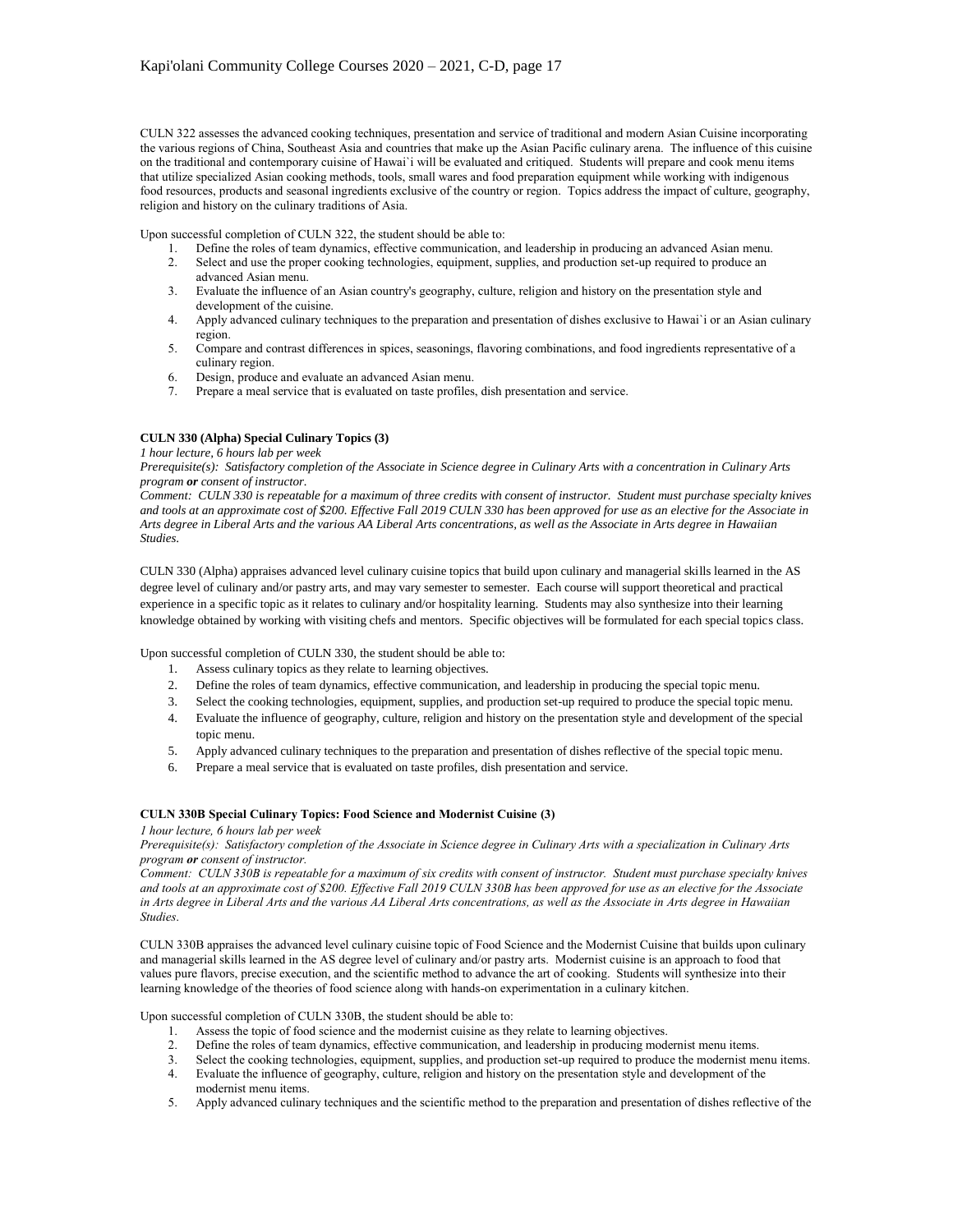CULN 322 assesses the advanced cooking techniques, presentation and service of traditional and modern Asian Cuisine incorporating the various regions of China, Southeast Asia and countries that make up the Asian Pacific culinary arena. The influence of this cuisine on the traditional and contemporary cuisine of Hawai`i will be evaluated and critiqued. Students will prepare and cook menu items that utilize specialized Asian cooking methods, tools, small wares and food preparation equipment while working with indigenous food resources, products and seasonal ingredients exclusive of the country or region. Topics address the impact of culture, geography, religion and history on the culinary traditions of Asia.

Upon successful completion of CULN 322, the student should be able to:

1. Define the roles of team dynamics, effective communication, and leadership in producing an advanced Asian menu.
2. Select and use the proper cooking technologies, equipment, supplies, and production set-up required to produce an advanced Asian menu.
3. Evaluate the influence of an Asian country's geography, culture, religion and history on the presentation style and development of the cuisine.
4. Apply advanced culinary techniques to the preparation and presentation of dishes exclusive to Hawai`i or an Asian culinary region.
5. Compare and contrast differences in spices, seasonings, flavoring combinations, and food ingredients representative of a culinary region.
6. Design, produce and evaluate an advanced Asian menu.
7. Prepare a meal service that is evaluated on taste profiles, dish presentation and service.

**CULN 330 (Alpha) Special Culinary Topics (3)**

*1 hour lecture, 6 hours lab per week*

*Prerequisite(s): Satisfactory completion of the Associate in Science degree in Culinary Arts with a concentration in Culinary Arts program* ***or*** *consent of instructor.*

*Comment: CULN 330 is repeatable for a maximum of three credits with consent of instructor. Student must purchase specialty knives and tools at an approximate cost of $200. Effective Fall 2019 CULN 330 has been approved for use as an elective for the Associate in Arts degree in Liberal Arts and the various AA Liberal Arts concentrations, as well as the Associate in Arts degree in Hawaiian Studies.*

CULN 330 (Alpha) appraises advanced level culinary cuisine topics that build upon culinary and managerial skills learned in the AS degree level of culinary and/or pastry arts, and may vary semester to semester. Each course will support theoretical and practical experience in a specific topic as it relates to culinary and/or hospitality learning. Students may also synthesize into their learning knowledge obtained by working with visiting chefs and mentors. Specific objectives will be formulated for each special topics class.

Upon successful completion of CULN 330, the student should be able to:

1. Assess culinary topics as they relate to learning objectives.
2. Define the roles of team dynamics, effective communication, and leadership in producing the special topic menu.
3. Select the cooking technologies, equipment, supplies, and production set-up required to produce the special topic menu.
4. Evaluate the influence of geography, culture, religion and history on the presentation style and development of the special topic menu.
5. Apply advanced culinary techniques to the preparation and presentation of dishes reflective of the special topic menu.
6. Prepare a meal service that is evaluated on taste profiles, dish presentation and service.

**CULN 330B Special Culinary Topics: Food Science and Modernist Cuisine (3)**

*1 hour lecture, 6 hours lab per week*

*Prerequisite(s): Satisfactory completion of the Associate in Science degree in Culinary Arts with a specialization in Culinary Arts program* ***or*** *consent of instructor.*

*Comment: CULN 330B is repeatable for a maximum of six credits with consent of instructor. Student must purchase specialty knives and tools at an approximate cost of $200. Effective Fall 2019 CULN 330B has been approved for use as an elective for the Associate in Arts degree in Liberal Arts and the various AA Liberal Arts concentrations, as well as the Associate in Arts degree in Hawaiian Studies.*

CULN 330B appraises the advanced level culinary cuisine topic of Food Science and the Modernist Cuisine that builds upon culinary and managerial skills learned in the AS degree level of culinary and/or pastry arts. Modernist cuisine is an approach to food that values pure flavors, precise execution, and the scientific method to advance the art of cooking. Students will synthesize into their learning knowledge of the theories of food science along with hands-on experimentation in a culinary kitchen.

Upon successful completion of CULN 330B, the student should be able to:

1. Assess the topic of food science and the modernist cuisine as they relate to learning objectives.
2. Define the roles of team dynamics, effective communication, and leadership in producing modernist menu items.
3. Select the cooking technologies, equipment, supplies, and production set-up required to produce the modernist menu items.
4. Evaluate the influence of geography, culture, religion and history on the presentation style and development of the modernist menu items.
5. Apply advanced culinary techniques and the scientific method to the preparation and presentation of dishes reflective of the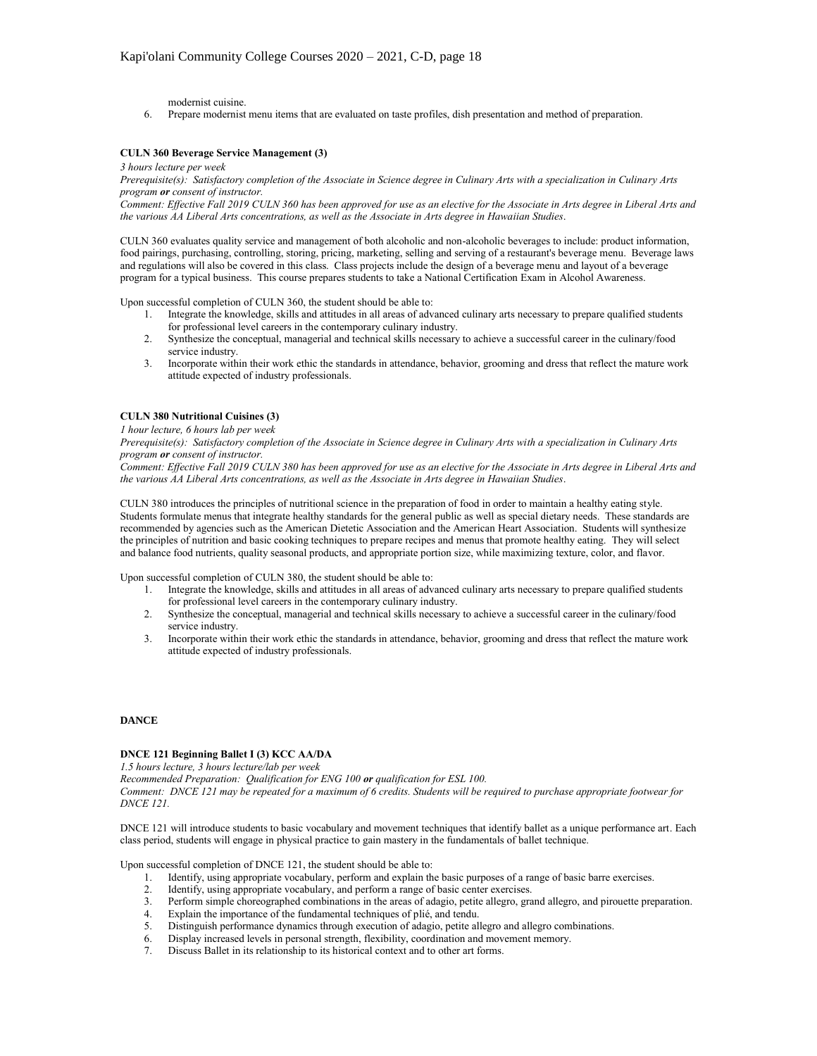modernist cuisine.

6. Prepare modernist menu items that are evaluated on taste profiles, dish presentation and method of preparation.

### CULN 360 Beverage Service Management (3)

*3 hours lecture per week*

*Prerequisite(s): Satisfactory completion of the Associate in Science degree in Culinary Arts with a specialization in Culinary Arts program **or** consent of instructor.*

*Comment: Effective Fall 2019 CULN 360 has been approved for use as an elective for the Associate in Arts degree in Liberal Arts and the various AA Liberal Arts concentrations, as well as the Associate in Arts degree in Hawaiian Studies.*

CULN 360 evaluates quality service and management of both alcoholic and non-alcoholic beverages to include: product information, food pairings, purchasing, controlling, storing, pricing, marketing, selling and serving of a restaurant's beverage menu. Beverage laws and regulations will also be covered in this class. Class projects include the design of a beverage menu and layout of a beverage program for a typical business. This course prepares students to take a National Certification Exam in Alcohol Awareness.

Upon successful completion of CULN 360, the student should be able to:

1. Integrate the knowledge, skills and attitudes in all areas of advanced culinary arts necessary to prepare qualified students for professional level careers in the contemporary culinary industry.
2. Synthesize the conceptual, managerial and technical skills necessary to achieve a successful career in the culinary/food service industry.
3. Incorporate within their work ethic the standards in attendance, behavior, grooming and dress that reflect the mature work attitude expected of industry professionals.

### CULN 380 Nutritional Cuisines (3)

*1 hour lecture, 6 hours lab per week*

*Prerequisite(s): Satisfactory completion of the Associate in Science degree in Culinary Arts with a specialization in Culinary Arts program **or** consent of instructor.*

*Comment: Effective Fall 2019 CULN 380 has been approved for use as an elective for the Associate in Arts degree in Liberal Arts and the various AA Liberal Arts concentrations, as well as the Associate in Arts degree in Hawaiian Studies.*

CULN 380 introduces the principles of nutritional science in the preparation of food in order to maintain a healthy eating style. Students formulate menus that integrate healthy standards for the general public as well as special dietary needs. These standards are recommended by agencies such as the American Dietetic Association and the American Heart Association. Students will synthesize the principles of nutrition and basic cooking techniques to prepare recipes and menus that promote healthy eating. They will select and balance food nutrients, quality seasonal products, and appropriate portion size, while maximizing texture, color, and flavor.

Upon successful completion of CULN 380, the student should be able to:

1. Integrate the knowledge, skills and attitudes in all areas of advanced culinary arts necessary to prepare qualified students for professional level careers in the contemporary culinary industry.
2. Synthesize the conceptual, managerial and technical skills necessary to achieve a successful career in the culinary/food service industry.
3. Incorporate within their work ethic the standards in attendance, behavior, grooming and dress that reflect the mature work attitude expected of industry professionals.

## DANCE

### DNCE 121 Beginning Ballet I (3) KCC AA/DA

*1.5 hours lecture, 3 hours lecture/lab per week*

*Recommended Preparation: Qualification for ENG 100 **or** qualification for ESL 100.*

*Comment: DNCE 121 may be repeated for a maximum of 6 credits. Students will be required to purchase appropriate footwear for DNCE 121.*

DNCE 121 will introduce students to basic vocabulary and movement techniques that identify ballet as a unique performance art. Each class period, students will engage in physical practice to gain mastery in the fundamentals of ballet technique.

Upon successful completion of DNCE 121, the student should be able to:

1. Identify, using appropriate vocabulary, perform and explain the basic purposes of a range of basic barre exercises.
2. Identify, using appropriate vocabulary, and perform a range of basic center exercises.
3. Perform simple choreographed combinations in the areas of adagio, petite allegro, grand allegro, and pirouette preparation.
4. Explain the importance of the fundamental techniques of plié, and tendu.
5. Distinguish performance dynamics through execution of adagio, petite allegro and allegro combinations.
6. Display increased levels in personal strength, flexibility, coordination and movement memory.
7. Discuss Ballet in its relationship to its historical context and to other art forms.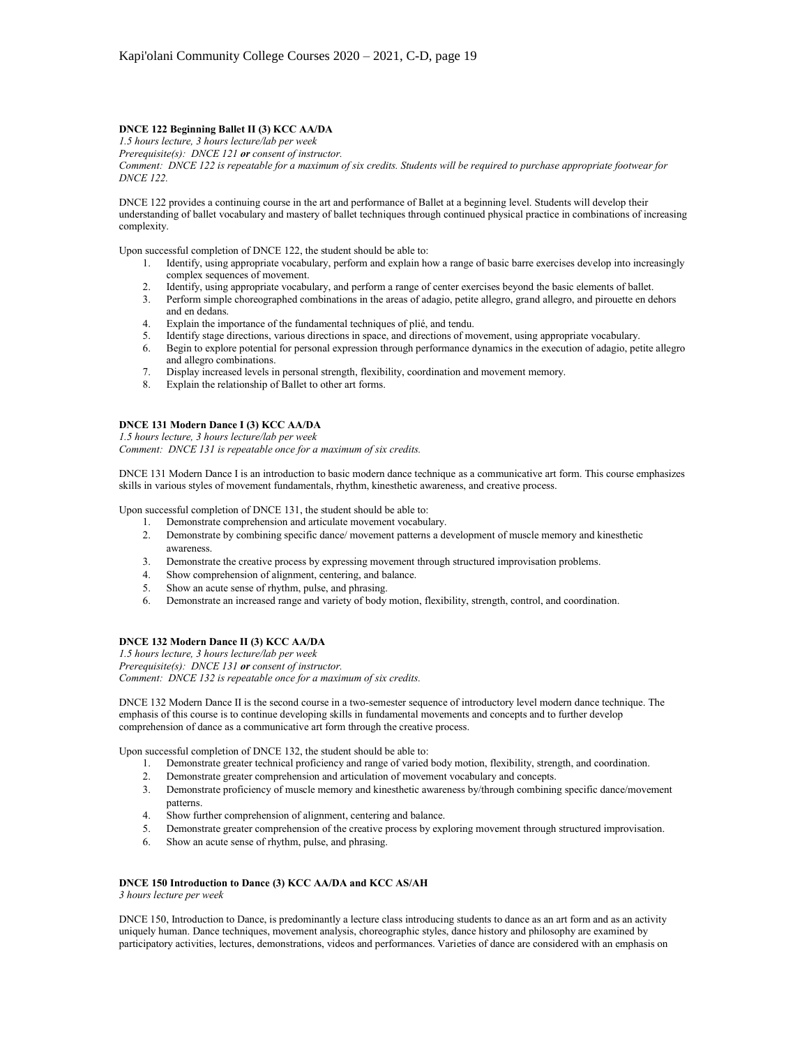**DNCE 122 Beginning Ballet II (3) KCC AA/DA**

*1.5 hours lecture, 3 hours lecture/lab per week*

*Prerequisite(s): DNCE 121* ***or*** *consent of instructor.*

*Comment: DNCE 122 is repeatable for a maximum of six credits. Students will be required to purchase appropriate footwear for DNCE 122.*

DNCE 122 provides a continuing course in the art and performance of Ballet at a beginning level. Students will develop their understanding of ballet vocabulary and mastery of ballet techniques through continued physical practice in combinations of increasing complexity.

Upon successful completion of DNCE 122, the student should be able to:

1. Identify, using appropriate vocabulary, perform and explain how a range of basic barre exercises develop into increasingly complex sequences of movement.
2. Identify, using appropriate vocabulary, and perform a range of center exercises beyond the basic elements of ballet.
3. Perform simple choreographed combinations in the areas of adagio, petite allegro, grand allegro, and pirouette en dehors and en dedans.
4. Explain the importance of the fundamental techniques of plié, and tendu.
5. Identify stage directions, various directions in space, and directions of movement, using appropriate vocabulary.
6. Begin to explore potential for personal expression through performance dynamics in the execution of adagio, petite allegro and allegro combinations.
7. Display increased levels in personal strength, flexibility, coordination and movement memory.
8. Explain the relationship of Ballet to other art forms.

**DNCE 131 Modern Dance I (3) KCC AA/DA**

*1.5 hours lecture, 3 hours lecture/lab per week*

*Comment: DNCE 131 is repeatable once for a maximum of six credits.*

DNCE 131 Modern Dance I is an introduction to basic modern dance technique as a communicative art form. This course emphasizes skills in various styles of movement fundamentals, rhythm, kinesthetic awareness, and creative process.

Upon successful completion of DNCE 131, the student should be able to:

1. Demonstrate comprehension and articulate movement vocabulary.
2. Demonstrate by combining specific dance/ movement patterns a development of muscle memory and kinesthetic awareness.
3. Demonstrate the creative process by expressing movement through structured improvisation problems.
4. Show comprehension of alignment, centering, and balance.
5. Show an acute sense of rhythm, pulse, and phrasing.
6. Demonstrate an increased range and variety of body motion, flexibility, strength, control, and coordination.

**DNCE 132 Modern Dance II (3) KCC AA/DA**

*1.5 hours lecture, 3 hours lecture/lab per week*

*Prerequisite(s): DNCE 131* ***or*** *consent of instructor.*

*Comment: DNCE 132 is repeatable once for a maximum of six credits.*

DNCE 132 Modern Dance II is the second course in a two-semester sequence of introductory level modern dance technique. The emphasis of this course is to continue developing skills in fundamental movements and concepts and to further develop comprehension of dance as a communicative art form through the creative process.

Upon successful completion of DNCE 132, the student should be able to:

1. Demonstrate greater technical proficiency and range of varied body motion, flexibility, strength, and coordination.
2. Demonstrate greater comprehension and articulation of movement vocabulary and concepts.
3. Demonstrate proficiency of muscle memory and kinesthetic awareness by/through combining specific dance/movement patterns.
4. Show further comprehension of alignment, centering and balance.
5. Demonstrate greater comprehension of the creative process by exploring movement through structured improvisation.
6. Show an acute sense of rhythm, pulse, and phrasing.

**DNCE 150 Introduction to Dance (3) KCC AA/DA and KCC AS/AH**

*3 hours lecture per week*

DNCE 150, Introduction to Dance, is predominantly a lecture class introducing students to dance as an art form and as an activity uniquely human. Dance techniques, movement analysis, choreographic styles, dance history and philosophy are examined by participatory activities, lectures, demonstrations, videos and performances. Varieties of dance are considered with an emphasis on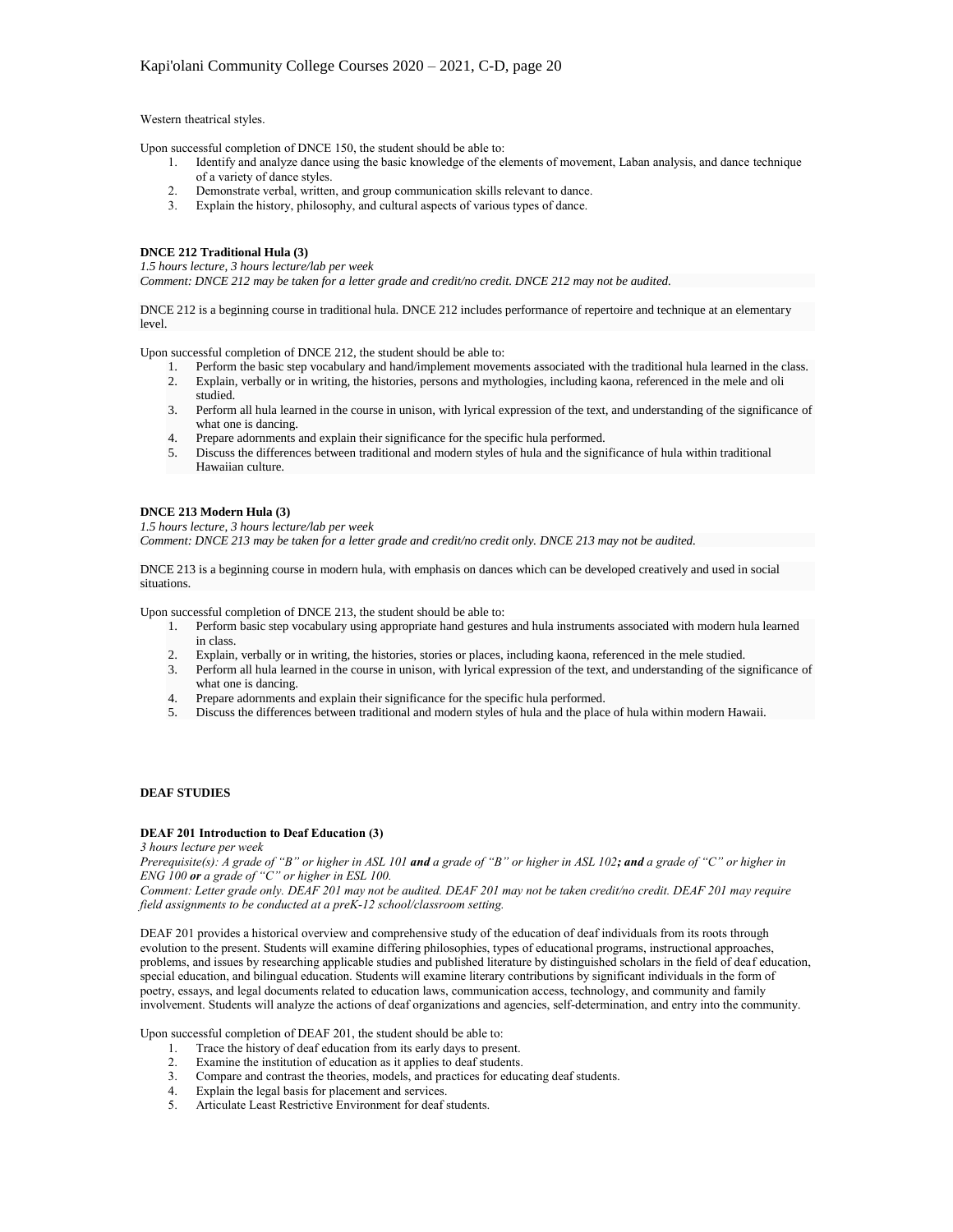Western theatrical styles.

Upon successful completion of DNCE 150, the student should be able to:

1. Identify and analyze dance using the basic knowledge of the elements of movement, Laban analysis, and dance technique of a variety of dance styles.
2. Demonstrate verbal, written, and group communication skills relevant to dance.
3. Explain the history, philosophy, and cultural aspects of various types of dance.

**DNCE 212 Traditional Hula (3)**

*1.5 hours lecture, 3 hours lecture/lab per week*

*Comment: DNCE 212 may be taken for a letter grade and credit/no credit. DNCE 212 may not be audited.*

DNCE 212 is a beginning course in traditional hula. DNCE 212 includes performance of repertoire and technique at an elementary level.

Upon successful completion of DNCE 212, the student should be able to:

1. Perform the basic step vocabulary and hand/implement movements associated with the traditional hula learned in the class.
2. Explain, verbally or in writing, the histories, persons and mythologies, including kaona, referenced in the mele and oli studied.
3. Perform all hula learned in the course in unison, with lyrical expression of the text, and understanding of the significance of what one is dancing.
4. Prepare adornments and explain their significance for the specific hula performed.
5. Discuss the differences between traditional and modern styles of hula and the significance of hula within traditional Hawaiian culture.

**DNCE 213 Modern Hula (3)**

*1.5 hours lecture, 3 hours lecture/lab per week*

*Comment: DNCE 213 may be taken for a letter grade and credit/no credit only. DNCE 213 may not be audited.*

DNCE 213 is a beginning course in modern hula, with emphasis on dances which can be developed creatively and used in social situations.

Upon successful completion of DNCE 213, the student should be able to:

1. Perform basic step vocabulary using appropriate hand gestures and hula instruments associated with modern hula learned in class.
2. Explain, verbally or in writing, the histories, stories or places, including kaona, referenced in the mele studied.
3. Perform all hula learned in the course in unison, with lyrical expression of the text, and understanding of the significance of what one is dancing.
4. Prepare adornments and explain their significance for the specific hula performed.
5. Discuss the differences between traditional and modern styles of hula and the place of hula within modern Hawaii.

## DEAF STUDIES

**DEAF 201 Introduction to Deaf Education (3)**

*3 hours lecture per week*

*Prerequisite(s): A grade of "B" or higher in ASL 101 **and** a grade of "B" or higher in ASL 102**; and** a grade of "C" or higher in ENG 100 **or** a grade of "C" or higher in ESL 100.*

*Comment: Letter grade only. DEAF 201 may not be audited. DEAF 201 may not be taken credit/no credit. DEAF 201 may require field assignments to be conducted at a preK-12 school/classroom setting.*

DEAF 201 provides a historical overview and comprehensive study of the education of deaf individuals from its roots through evolution to the present. Students will examine differing philosophies, types of educational programs, instructional approaches, problems, and issues by researching applicable studies and published literature by distinguished scholars in the field of deaf education, special education, and bilingual education. Students will examine literary contributions by significant individuals in the form of poetry, essays, and legal documents related to education laws, communication access, technology, and community and family involvement. Students will analyze the actions of deaf organizations and agencies, self-determination, and entry into the community.

Upon successful completion of DEAF 201, the student should be able to:

1. Trace the history of deaf education from its early days to present.
2. Examine the institution of education as it applies to deaf students.
3. Compare and contrast the theories, models, and practices for educating deaf students.
4. Explain the legal basis for placement and services.
5. Articulate Least Restrictive Environment for deaf students.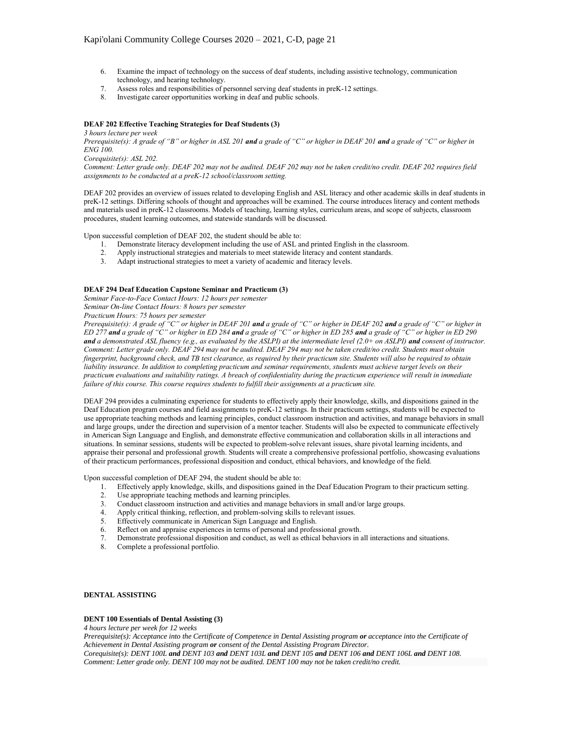6. Examine the impact of technology on the success of deaf students, including assistive technology, communication technology, and hearing technology.
7. Assess roles and responsibilities of personnel serving deaf students in preK-12 settings.
8. Investigate career opportunities working in deaf and public schools.

**DEAF 202 Effective Teaching Strategies for Deaf Students (3)**

*3 hours lecture per week*

*Prerequisite(s): A grade of "B" or higher in ASL 201* ***and*** *a grade of "C" or higher in DEAF 201* ***and*** *a grade of "C" or higher in ENG 100.*

*Corequisite(s): ASL 202.*

*Comment: Letter grade only. DEAF 202 may not be audited. DEAF 202 may not be taken credit/no credit. DEAF 202 requires field assignments to be conducted at a preK-12 school/classroom setting.*

DEAF 202 provides an overview of issues related to developing English and ASL literacy and other academic skills in deaf students in preK-12 settings. Differing schools of thought and approaches will be examined. The course introduces literacy and content methods and materials used in preK-12 classrooms. Models of teaching, learning styles, curriculum areas, and scope of subjects, classroom procedures, student learning outcomes, and statewide standards will be discussed.

Upon successful completion of DEAF 202, the student should be able to:

1. Demonstrate literacy development including the use of ASL and printed English in the classroom.
2. Apply instructional strategies and materials to meet statewide literacy and content standards.
3. Adapt instructional strategies to meet a variety of academic and literacy levels.

**DEAF 294 Deaf Education Capstone Seminar and Practicum (3)**

*Seminar Face-to-Face Contact Hours: 12 hours per semester*

*Seminar On-line Contact Hours: 8 hours per semester*

*Practicum Hours: 75 hours per semester*

*Prerequisite(s): A grade of "C" or higher in DEAF 201* ***and*** *a grade of "C" or higher in DEAF 202* ***and*** *a grade of "C" or higher in ED 277* ***and*** *a grade of "C" or higher in ED 284* ***and*** *a grade of "C" or higher in ED 285* ***and*** *a grade of "C" or higher in ED 290* ***and*** *a demonstrated ASL fluency (e.g., as evaluated by the ASLPI) at the intermediate level (2.0+ on ASLPI)* ***and*** *consent of instructor.*

*Comment: Letter grade only. DEAF 294 may not be audited. DEAF 294 may not be taken credit/no credit. Students must obtain fingerprint, background check, and TB test clearance, as required by their practicum site. Students will also be required to obtain liability insurance. In addition to completing practicum and seminar requirements, students must achieve target levels on their practicum evaluations and suitability ratings. A breach of confidentiality during the practicum experience will result in immediate failure of this course. This course requires students to fulfill their assignments at a practicum site.*

DEAF 294 provides a culminating experience for students to effectively apply their knowledge, skills, and dispositions gained in the Deaf Education program courses and field assignments to preK-12 settings. In their practicum settings, students will be expected to use appropriate teaching methods and learning principles, conduct classroom instruction and activities, and manage behaviors in small and large groups, under the direction and supervision of a mentor teacher. Students will also be expected to communicate effectively in American Sign Language and English, and demonstrate effective communication and collaboration skills in all interactions and situations. In seminar sessions, students will be expected to problem-solve relevant issues, share pivotal learning incidents, and appraise their personal and professional growth. Students will create a comprehensive professional portfolio, showcasing evaluations of their practicum performances, professional disposition and conduct, ethical behaviors, and knowledge of the field.

Upon successful completion of DEAF 294, the student should be able to:

1. Effectively apply knowledge, skills, and dispositions gained in the Deaf Education Program to their practicum setting.
2. Use appropriate teaching methods and learning principles.
3. Conduct classroom instruction and activities and manage behaviors in small and/or large groups.
4. Apply critical thinking, reflection, and problem-solving skills to relevant issues.
5. Effectively communicate in American Sign Language and English.
6. Reflect on and appraise experiences in terms of personal and professional growth.
7. Demonstrate professional disposition and conduct, as well as ethical behaviors in all interactions and situations.
8. Complete a professional portfolio.

## DENTAL ASSISTING

**DENT 100 Essentials of Dental Assisting (3)**

*4 hours lecture per week for 12 weeks*

*Prerequisite(s): Acceptance into the Certificate of Competence in Dental Assisting program* ***or*** *acceptance into the Certificate of Achievement in Dental Assisting program* ***or*** *consent of the Dental Assisting Program Director.*

*Corequisite(s): DENT 100L* ***and*** *DENT 103* ***and*** *DENT 103L* ***and*** *DENT 105* ***and*** *DENT 106* ***and*** *DENT 106L* ***and*** *DENT 108.*

*Comment: Letter grade only. DENT 100 may not be audited. DENT 100 may not be taken credit/no credit.*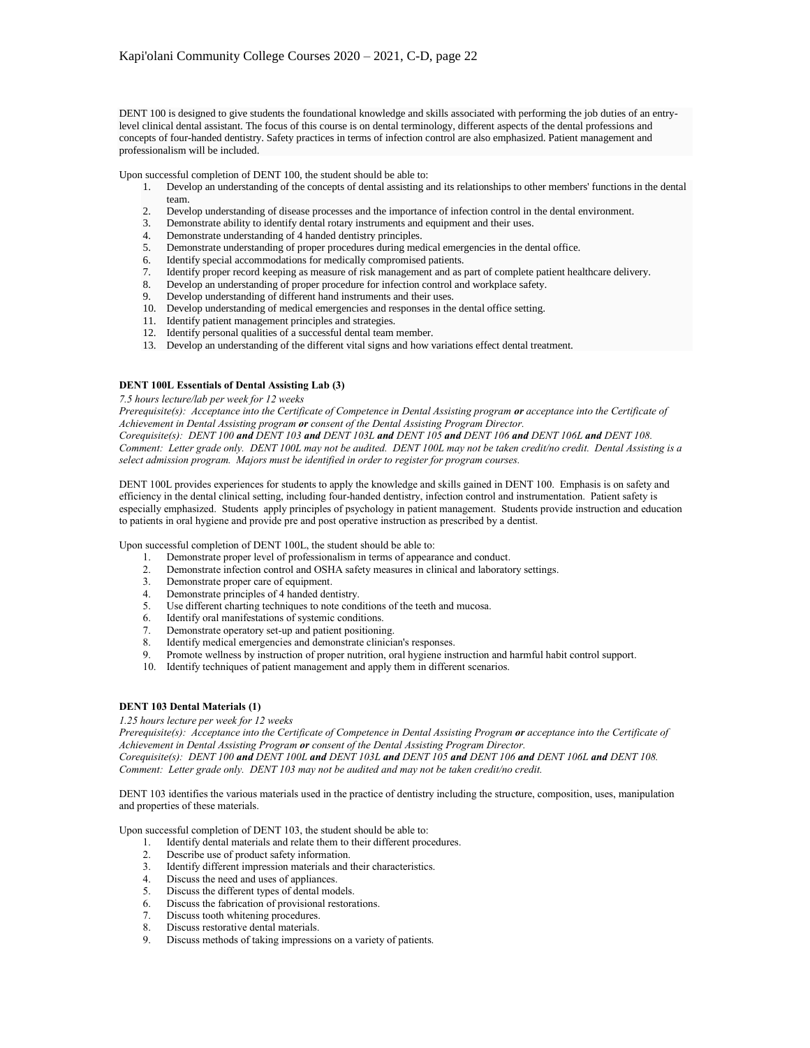DENT 100 is designed to give students the foundational knowledge and skills associated with performing the job duties of an entry-level clinical dental assistant. The focus of this course is on dental terminology, different aspects of the dental professions and concepts of four-handed dentistry. Safety practices in terms of infection control are also emphasized. Patient management and professionalism will be included.

Upon successful completion of DENT 100, the student should be able to:

1. Develop an understanding of the concepts of dental assisting and its relationships to other members' functions in the dental team.
2. Develop understanding of disease processes and the importance of infection control in the dental environment.
3. Demonstrate ability to identify dental rotary instruments and equipment and their uses.
4. Demonstrate understanding of 4 handed dentistry principles.
5. Demonstrate understanding of proper procedures during medical emergencies in the dental office.
6. Identify special accommodations for medically compromised patients.
7. Identify proper record keeping as measure of risk management and as part of complete patient healthcare delivery.
8. Develop an understanding of proper procedure for infection control and workplace safety.
9. Develop understanding of different hand instruments and their uses.
10. Develop understanding of medical emergencies and responses in the dental office setting.
11. Identify patient management principles and strategies.
12. Identify personal qualities of a successful dental team member.
13. Develop an understanding of the different vital signs and how variations effect dental treatment.

**DENT 100L Essentials of Dental Assisting Lab (3)**

*7.5 hours lecture/lab per week for 12 weeks*
*Prerequisite(s): Acceptance into the Certificate of Competence in Dental Assisting program* ***or*** *acceptance into the Certificate of Achievement in Dental Assisting program* ***or*** *consent of the Dental Assisting Program Director.*
*Corequisite(s): DENT 100* ***and*** *DENT 103* ***and*** *DENT 103L* ***and*** *DENT 105* ***and*** *DENT 106* ***and*** *DENT 106L* ***and*** *DENT 108.*
*Comment: Letter grade only. DENT 100L may not be audited. DENT 100L may not be taken credit/no credit. Dental Assisting is a select admission program. Majors must be identified in order to register for program courses.*

DENT 100L provides experiences for students to apply the knowledge and skills gained in DENT 100. Emphasis is on safety and efficiency in the dental clinical setting, including four-handed dentistry, infection control and instrumentation. Patient safety is especially emphasized. Students apply principles of psychology in patient management. Students provide instruction and education to patients in oral hygiene and provide pre and post operative instruction as prescribed by a dentist.

Upon successful completion of DENT 100L, the student should be able to:

1. Demonstrate proper level of professionalism in terms of appearance and conduct.
2. Demonstrate infection control and OSHA safety measures in clinical and laboratory settings.
3. Demonstrate proper care of equipment.
4. Demonstrate principles of 4 handed dentistry.
5. Use different charting techniques to note conditions of the teeth and mucosa.
6. Identify oral manifestations of systemic conditions.
7. Demonstrate operatory set-up and patient positioning.
8. Identify medical emergencies and demonstrate clinician's responses.
9. Promote wellness by instruction of proper nutrition, oral hygiene instruction and harmful habit control support.
10. Identify techniques of patient management and apply them in different scenarios.

**DENT 103 Dental Materials (1)**

*1.25 hours lecture per week for 12 weeks*
*Prerequisite(s): Acceptance into the Certificate of Competence in Dental Assisting Program* ***or*** *acceptance into the Certificate of Achievement in Dental Assisting Program* ***or*** *consent of the Dental Assisting Program Director.*
*Corequisite(s): DENT 100* ***and*** *DENT 100L* ***and*** *DENT 103L* ***and*** *DENT 105* ***and*** *DENT 106* ***and*** *DENT 106L* ***and*** *DENT 108.*
*Comment: Letter grade only. DENT 103 may not be audited and may not be taken credit/no credit.*

DENT 103 identifies the various materials used in the practice of dentistry including the structure, composition, uses, manipulation and properties of these materials.

Upon successful completion of DENT 103, the student should be able to:

1. Identify dental materials and relate them to their different procedures.
2. Describe use of product safety information.
3. Identify different impression materials and their characteristics.
4. Discuss the need and uses of appliances.
5. Discuss the different types of dental models.
6. Discuss the fabrication of provisional restorations.
7. Discuss tooth whitening procedures.
8. Discuss restorative dental materials.
9. Discuss methods of taking impressions on a variety of patients.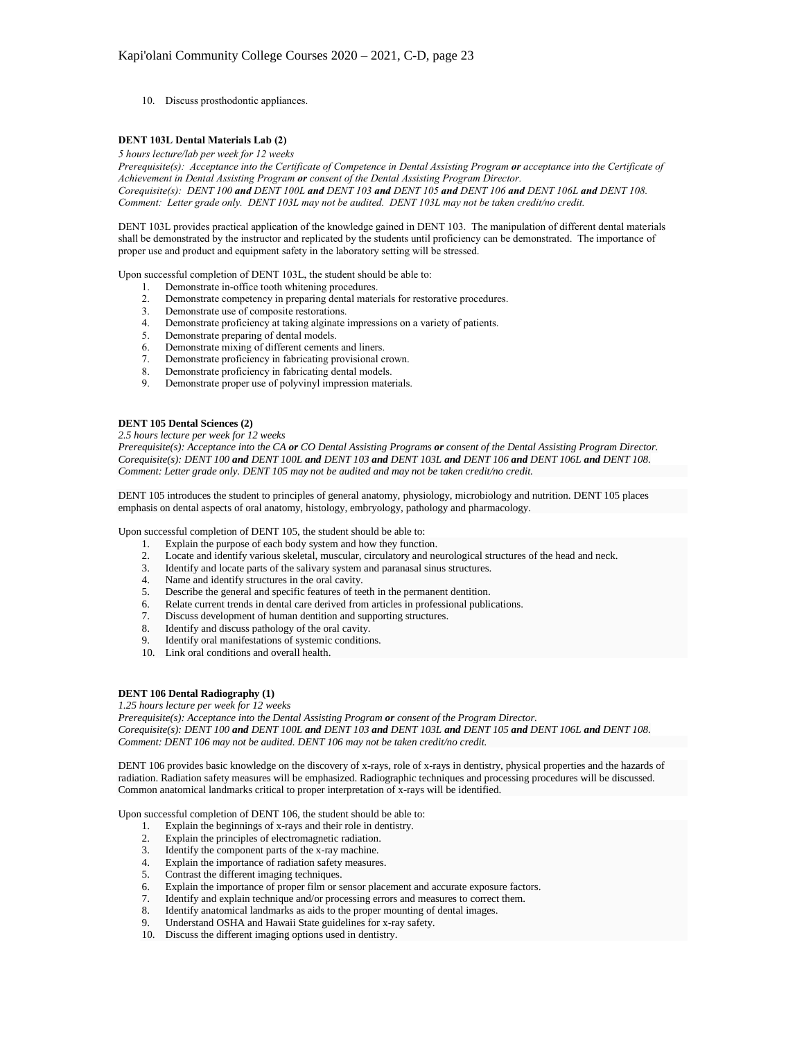10. Discuss prosthodontic appliances.

**DENT 103L Dental Materials Lab (2)**

*5 hours lecture/lab per week for 12 weeks*
*Prerequisite(s): Acceptance into the Certificate of Competence in Dental Assisting Program* ***or*** *acceptance into the Certificate of Achievement in Dental Assisting Program* ***or*** *consent of the Dental Assisting Program Director.*
*Corequisite(s): DENT 100* ***and*** *DENT 100L* ***and*** *DENT 103* ***and*** *DENT 105* ***and*** *DENT 106* ***and*** *DENT 106L* ***and*** *DENT 108.*
*Comment: Letter grade only. DENT 103L may not be audited. DENT 103L may not be taken credit/no credit.*

DENT 103L provides practical application of the knowledge gained in DENT 103. The manipulation of different dental materials shall be demonstrated by the instructor and replicated by the students until proficiency can be demonstrated. The importance of proper use and product and equipment safety in the laboratory setting will be stressed.

Upon successful completion of DENT 103L, the student should be able to:

1. Demonstrate in-office tooth whitening procedures.
2. Demonstrate competency in preparing dental materials for restorative procedures.
3. Demonstrate use of composite restorations.
4. Demonstrate proficiency at taking alginate impressions on a variety of patients.
5. Demonstrate preparing of dental models.
6. Demonstrate mixing of different cements and liners.
7. Demonstrate proficiency in fabricating provisional crown.
8. Demonstrate proficiency in fabricating dental models.
9. Demonstrate proper use of polyvinyl impression materials.

**DENT 105 Dental Sciences (2)**

*2.5 hours lecture per week for 12 weeks*
*Prerequisite(s): Acceptance into the CA* ***or*** *CO Dental Assisting Programs* ***or*** *consent of the Dental Assisting Program Director.*
*Corequisite(s): DENT 100* ***and*** *DENT 100L* ***and*** *DENT 103* ***and*** *DENT 103L* ***and*** *DENT 106* ***and*** *DENT 106L* ***and*** *DENT 108.*
*Comment: Letter grade only. DENT 105 may not be audited and may not be taken credit/no credit.*

DENT 105 introduces the student to principles of general anatomy, physiology, microbiology and nutrition. DENT 105 places emphasis on dental aspects of oral anatomy, histology, embryology, pathology and pharmacology.

Upon successful completion of DENT 105, the student should be able to:

1. Explain the purpose of each body system and how they function.
2. Locate and identify various skeletal, muscular, circulatory and neurological structures of the head and neck.
3. Identify and locate parts of the salivary system and paranasal sinus structures.
4. Name and identify structures in the oral cavity.
5. Describe the general and specific features of teeth in the permanent dentition.
6. Relate current trends in dental care derived from articles in professional publications.
7. Discuss development of human dentition and supporting structures.
8. Identify and discuss pathology of the oral cavity.
9. Identify oral manifestations of systemic conditions.
10. Link oral conditions and overall health.

**DENT 106 Dental Radiography (1)**

*1.25 hours lecture per week for 12 weeks*
*Prerequisite(s): Acceptance into the Dental Assisting Program* ***or*** *consent of the Program Director.*
*Corequisite(s): DENT 100* ***and*** *DENT 100L* ***and*** *DENT 103* ***and*** *DENT 103L* ***and*** *DENT 105* ***and*** *DENT 106L* ***and*** *DENT 108.*
*Comment: DENT 106 may not be audited. DENT 106 may not be taken credit/no credit.*

DENT 106 provides basic knowledge on the discovery of x-rays, role of x-rays in dentistry, physical properties and the hazards of radiation. Radiation safety measures will be emphasized. Radiographic techniques and processing procedures will be discussed. Common anatomical landmarks critical to proper interpretation of x-rays will be identified.

Upon successful completion of DENT 106, the student should be able to:

1. Explain the beginnings of x-rays and their role in dentistry.
2. Explain the principles of electromagnetic radiation.
3. Identify the component parts of the x-ray machine.
4. Explain the importance of radiation safety measures.
5. Contrast the different imaging techniques.
6. Explain the importance of proper film or sensor placement and accurate exposure factors.
7. Identify and explain technique and/or processing errors and measures to correct them.
8. Identify anatomical landmarks as aids to the proper mounting of dental images.
9. Understand OSHA and Hawaii State guidelines for x-ray safety.
10. Discuss the different imaging options used in dentistry.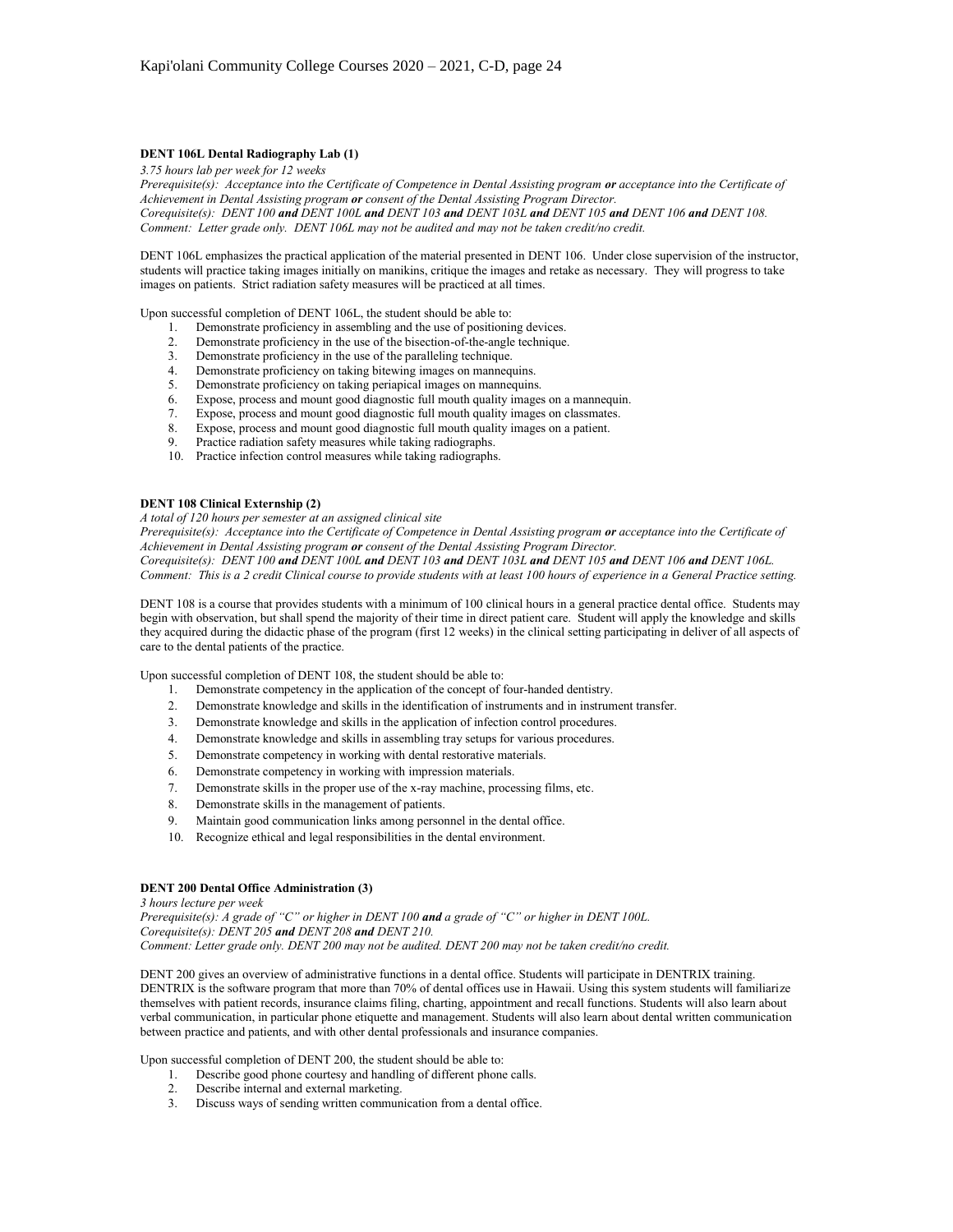### DENT 106L Dental Radiography Lab (1)

*3.75 hours lab per week for 12 weeks*
*Prerequisite(s): Acceptance into the Certificate of Competence in Dental Assisting program* ***or*** *acceptance into the Certificate of Achievement in Dental Assisting program* ***or*** *consent of the Dental Assisting Program Director.*
*Corequisite(s): DENT 100* ***and*** *DENT 100L* ***and*** *DENT 103* ***and*** *DENT 103L* ***and*** *DENT 105* ***and*** *DENT 106* ***and*** *DENT 108.*
*Comment: Letter grade only. DENT 106L may not be audited and may not be taken credit/no credit.*

DENT 106L emphasizes the practical application of the material presented in DENT 106. Under close supervision of the instructor, students will practice taking images initially on manikins, critique the images and retake as necessary. They will progress to take images on patients. Strict radiation safety measures will be practiced at all times.

Upon successful completion of DENT 106L, the student should be able to:

1. Demonstrate proficiency in assembling and the use of positioning devices.
2. Demonstrate proficiency in the use of the bisection-of-the-angle technique.
3. Demonstrate proficiency in the use of the paralleling technique.
4. Demonstrate proficiency on taking bitewing images on mannequins.
5. Demonstrate proficiency on taking periapical images on mannequins.
6. Expose, process and mount good diagnostic full mouth quality images on a mannequin.
7. Expose, process and mount good diagnostic full mouth quality images on classmates.
8. Expose, process and mount good diagnostic full mouth quality images on a patient.
9. Practice radiation safety measures while taking radiographs.
10. Practice infection control measures while taking radiographs.

### DENT 108 Clinical Externship (2)

*A total of 120 hours per semester at an assigned clinical site*
*Prerequisite(s): Acceptance into the Certificate of Competence in Dental Assisting program* ***or*** *acceptance into the Certificate of Achievement in Dental Assisting program* ***or*** *consent of the Dental Assisting Program Director.*
*Corequisite(s): DENT 100* ***and*** *DENT 100L* ***and*** *DENT 103* ***and*** *DENT 103L* ***and*** *DENT 105* ***and*** *DENT 106* ***and*** *DENT 106L.*
*Comment: This is a 2 credit Clinical course to provide students with at least 100 hours of experience in a General Practice setting.*

DENT 108 is a course that provides students with a minimum of 100 clinical hours in a general practice dental office. Students may begin with observation, but shall spend the majority of their time in direct patient care. Student will apply the knowledge and skills they acquired during the didactic phase of the program (first 12 weeks) in the clinical setting participating in deliver of all aspects of care to the dental patients of the practice.

Upon successful completion of DENT 108, the student should be able to:

1. Demonstrate competency in the application of the concept of four-handed dentistry.
2. Demonstrate knowledge and skills in the identification of instruments and in instrument transfer.
3. Demonstrate knowledge and skills in the application of infection control procedures.
4. Demonstrate knowledge and skills in assembling tray setups for various procedures.
5. Demonstrate competency in working with dental restorative materials.
6. Demonstrate competency in working with impression materials.
7. Demonstrate skills in the proper use of the x-ray machine, processing films, etc.
8. Demonstrate skills in the management of patients.
9. Maintain good communication links among personnel in the dental office.
10. Recognize ethical and legal responsibilities in the dental environment.

### DENT 200 Dental Office Administration (3)

*3 hours lecture per week*
*Prerequisite(s): A grade of "C" or higher in DENT 100* ***and*** *a grade of "C" or higher in DENT 100L.*
*Corequisite(s): DENT 205* ***and*** *DENT 208* ***and*** *DENT 210.*
*Comment: Letter grade only. DENT 200 may not be audited. DENT 200 may not be taken credit/no credit.*

DENT 200 gives an overview of administrative functions in a dental office. Students will participate in DENTRIX training. DENTRIX is the software program that more than 70% of dental offices use in Hawaii. Using this system students will familiarize themselves with patient records, insurance claims filing, charting, appointment and recall functions. Students will also learn about verbal communication, in particular phone etiquette and management. Students will also learn about dental written communication between practice and patients, and with other dental professionals and insurance companies.

Upon successful completion of DENT 200, the student should be able to:

1. Describe good phone courtesy and handling of different phone calls.
2. Describe internal and external marketing.
3. Discuss ways of sending written communication from a dental office.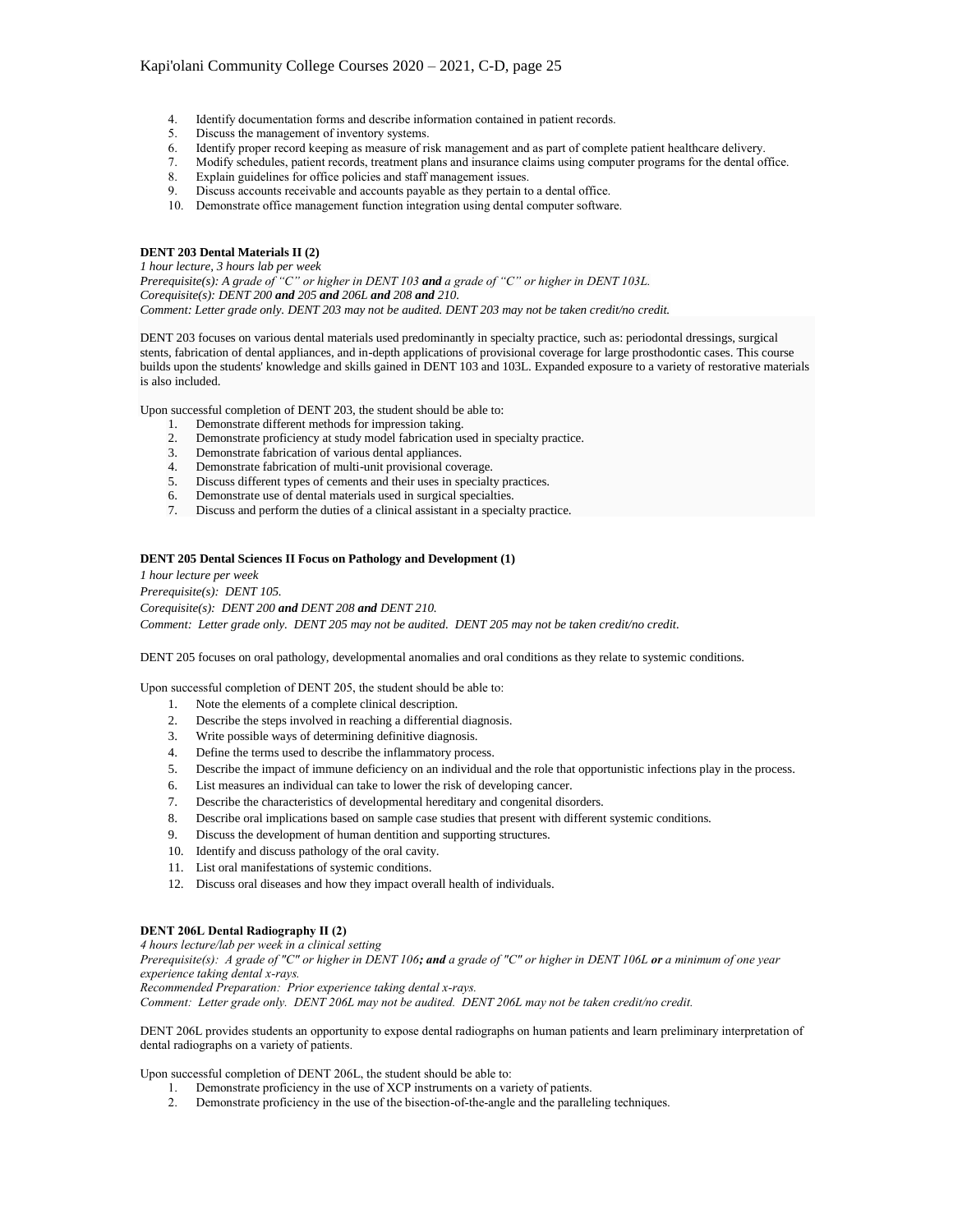4. Identify documentation forms and describe information contained in patient records.
5. Discuss the management of inventory systems.
6. Identify proper record keeping as measure of risk management and as part of complete patient healthcare delivery.
7. Modify schedules, patient records, treatment plans and insurance claims using computer programs for the dental office.
8. Explain guidelines for office policies and staff management issues.
9. Discuss accounts receivable and accounts payable as they pertain to a dental office.
10. Demonstrate office management function integration using dental computer software.

**DENT 203 Dental Materials II (2)**

*1 hour lecture, 3 hours lab per week*

*Prerequisite(s): A grade of "C" or higher in DENT 103* ***and*** *a grade of "C" or higher in DENT 103L.*

*Corequisite(s): DENT 200* ***and*** *205* ***and*** *206L* ***and*** *208* ***and*** *210.*

*Comment: Letter grade only. DENT 203 may not be audited. DENT 203 may not be taken credit/no credit.*

DENT 203 focuses on various dental materials used predominantly in specialty practice, such as: periodontal dressings, surgical stents, fabrication of dental appliances, and in-depth applications of provisional coverage for large prosthodontic cases. This course builds upon the students' knowledge and skills gained in DENT 103 and 103L. Expanded exposure to a variety of restorative materials is also included.

Upon successful completion of DENT 203, the student should be able to:

1. Demonstrate different methods for impression taking.
2. Demonstrate proficiency at study model fabrication used in specialty practice.
3. Demonstrate fabrication of various dental appliances.
4. Demonstrate fabrication of multi-unit provisional coverage.
5. Discuss different types of cements and their uses in specialty practices.
6. Demonstrate use of dental materials used in surgical specialties.
7. Discuss and perform the duties of a clinical assistant in a specialty practice.

**DENT 205 Dental Sciences II Focus on Pathology and Development (1)**

*1 hour lecture per week*

*Prerequisite(s): DENT 105.*

*Corequisite(s): DENT 200* ***and*** *DENT 208* ***and*** *DENT 210.*

*Comment: Letter grade only. DENT 205 may not be audited. DENT 205 may not be taken credit/no credit.*

DENT 205 focuses on oral pathology, developmental anomalies and oral conditions as they relate to systemic conditions.

Upon successful completion of DENT 205, the student should be able to:

1. Note the elements of a complete clinical description.
2. Describe the steps involved in reaching a differential diagnosis.
3. Write possible ways of determining definitive diagnosis.
4. Define the terms used to describe the inflammatory process.
5. Describe the impact of immune deficiency on an individual and the role that opportunistic infections play in the process.
6. List measures an individual can take to lower the risk of developing cancer.
7. Describe the characteristics of developmental hereditary and congenital disorders.
8. Describe oral implications based on sample case studies that present with different systemic conditions.
9. Discuss the development of human dentition and supporting structures.
10. Identify and discuss pathology of the oral cavity.
11. List oral manifestations of systemic conditions.
12. Discuss oral diseases and how they impact overall health of individuals.

**DENT 206L Dental Radiography II (2)**

*4 hours lecture/lab per week in a clinical setting*

*Prerequisite(s): A grade of "C" or higher in DENT 106****; and*** *a grade of "C" or higher in DENT 106L* ***or*** *a minimum of one year experience taking dental x-rays.*

*Recommended Preparation: Prior experience taking dental x-rays.*

*Comment: Letter grade only. DENT 206L may not be audited. DENT 206L may not be taken credit/no credit.*

DENT 206L provides students an opportunity to expose dental radiographs on human patients and learn preliminary interpretation of dental radiographs on a variety of patients.

Upon successful completion of DENT 206L, the student should be able to:

1. Demonstrate proficiency in the use of XCP instruments on a variety of patients.
2. Demonstrate proficiency in the use of the bisection-of-the-angle and the paralleling techniques.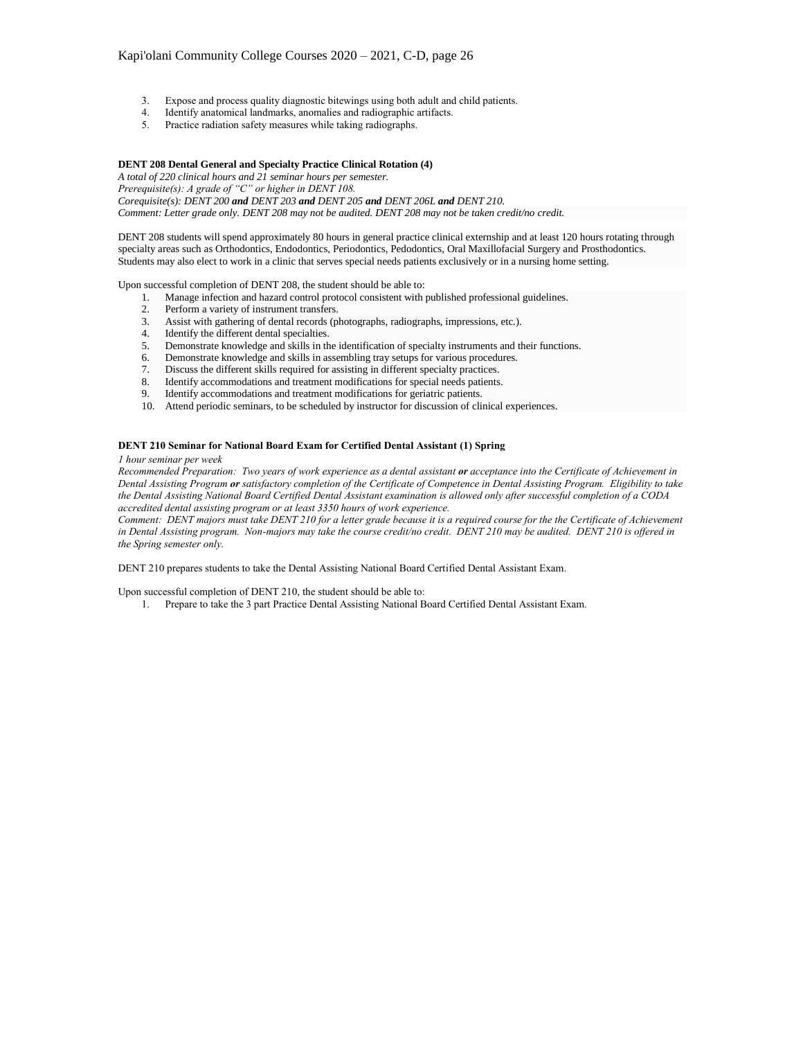3. Expose and process quality diagnostic bitewings using both adult and child patients.
4. Identify anatomical landmarks, anomalies and radiographic artifacts.
5. Practice radiation safety measures while taking radiographs.

**DENT 208 Dental General and Specialty Practice Clinical Rotation (4)**

*A total of 220 clinical hours and 21 seminar hours per semester.*
*Prerequisite(s): A grade of "C" or higher in DENT 108.*
*Corequisite(s): DENT 200 **and** DENT 203 **and** DENT 205 **and** DENT 206L **and** DENT 210.*
*Comment: Letter grade only. DENT 208 may not be audited. DENT 208 may not be taken credit/no credit.*

DENT 208 students will spend approximately 80 hours in general practice clinical externship and at least 120 hours rotating through specialty areas such as Orthodontics, Endodontics, Periodontics, Pedodontics, Oral Maxillofacial Surgery and Prosthodontics. Students may also elect to work in a clinic that serves special needs patients exclusively or in a nursing home setting.

Upon successful completion of DENT 208, the student should be able to:

1. Manage infection and hazard control protocol consistent with published professional guidelines.
2. Perform a variety of instrument transfers.
3. Assist with gathering of dental records (photographs, radiographs, impressions, etc.).
4. Identify the different dental specialties.
5. Demonstrate knowledge and skills in the identification of specialty instruments and their functions.
6. Demonstrate knowledge and skills in assembling tray setups for various procedures.
7. Discuss the different skills required for assisting in different specialty practices.
8. Identify accommodations and treatment modifications for special needs patients.
9. Identify accommodations and treatment modifications for geriatric patients.
10. Attend periodic seminars, to be scheduled by instructor for discussion of clinical experiences.

**DENT 210 Seminar for National Board Exam for Certified Dental Assistant (1) Spring**

*1 hour seminar per week*
*Recommended Preparation: Two years of work experience as a dental assistant **or** acceptance into the Certificate of Achievement in Dental Assisting Program **or** satisfactory completion of the Certificate of Competence in Dental Assisting Program. Eligibility to take the Dental Assisting National Board Certified Dental Assistant examination is allowed only after successful completion of a CODA accredited dental assisting program or at least 3350 hours of work experience.*
*Comment: DENT majors must take DENT 210 for a letter grade because it is a required course for the the Certificate of Achievement in Dental Assisting program. Non-majors may take the course credit/no credit. DENT 210 may be audited. DENT 210 is offered in the Spring semester only.*

DENT 210 prepares students to take the Dental Assisting National Board Certified Dental Assistant Exam.

Upon successful completion of DENT 210, the student should be able to:

1. Prepare to take the 3 part Practice Dental Assisting National Board Certified Dental Assistant Exam.